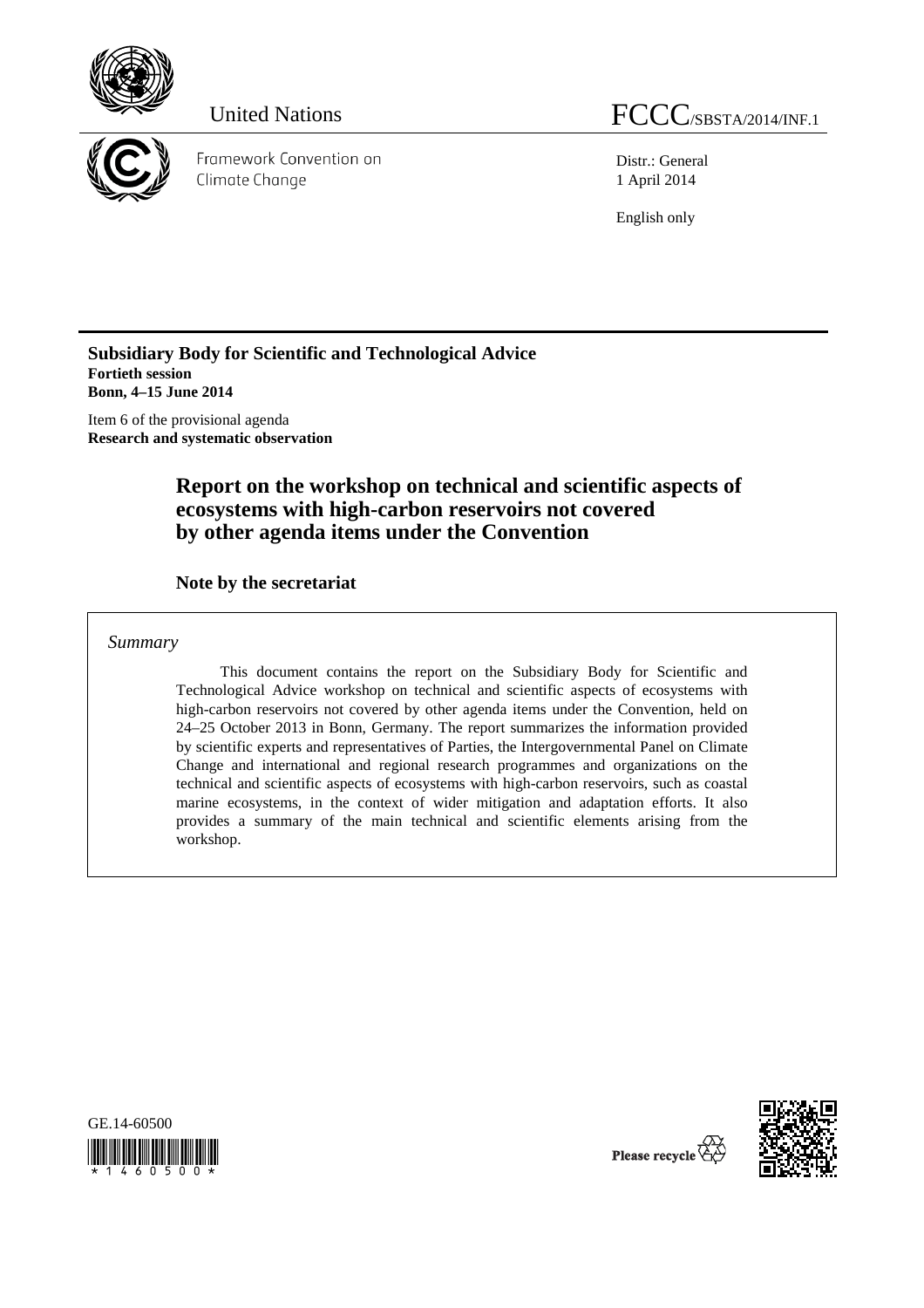United Nations

FCCC/SBSTA/2014/INF.1

Framework Convention on Climate Change

Distr.: General
1 April 2014

English only

**Subsidiary Body for Scientific and Technological Advice**
**Fortieth session**
**Bonn, 4–15 June 2014**

Item 6 of the provisional agenda
**Research and systematic observation**

# Report on the workshop on technical and scientific aspects of ecosystems with high-carbon reservoirs not covered by other agenda items under the Convention

## Note by the secretariat

*Summary*

This document contains the report on the Subsidiary Body for Scientific and Technological Advice workshop on technical and scientific aspects of ecosystems with high-carbon reservoirs not covered by other agenda items under the Convention, held on 24–25 October 2013 in Bonn, Germany. The report summarizes the information provided by scientific experts and representatives of Parties, the Intergovernmental Panel on Climate Change and international and regional research programmes and organizations on the technical and scientific aspects of ecosystems with high-carbon reservoirs, such as coastal marine ecosystems, in the context of wider mitigation and adaptation efforts. It also provides a summary of the main technical and scientific elements arising from the workshop.

GE.14-60500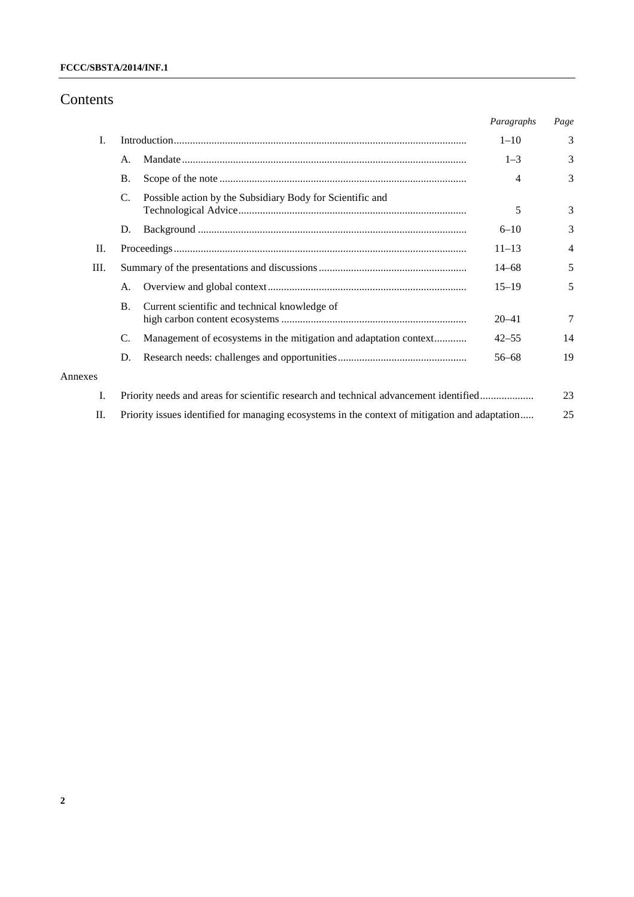# Contents

| | | | *Paragraphs* | *Page* |
|---|---|---|---|---|
| I. | Introduction | | 1–10 | 3 |
| | A. | Mandate | 1–3 | 3 |
| | B. | Scope of the note | 4 | 3 |
| | C. | Possible action by the Subsidiary Body for Scientific and Technological Advice | 5 | 3 |
| | D. | Background | 6–10 | 3 |
| II. | Proceedings | | 11–13 | 4 |
| III. | Summary of the presentations and discussions | | 14–68 | 5 |
| | A. | Overview and global context | 15–19 | 5 |
| | B. | Current scientific and technical knowledge of high carbon content ecosystems | 20–41 | 7 |
| | C. | Management of ecosystems in the mitigation and adaptation context | 42–55 | 14 |
| | D. | Research needs: challenges and opportunities | 56–68 | 19 |
| Annexes | | | | |
| I. | Priority needs and areas for scientific research and technical advancement identified | | | 23 |
| II. | Priority issues identified for managing ecosystems in the context of mitigation and adaptation | | | 25 |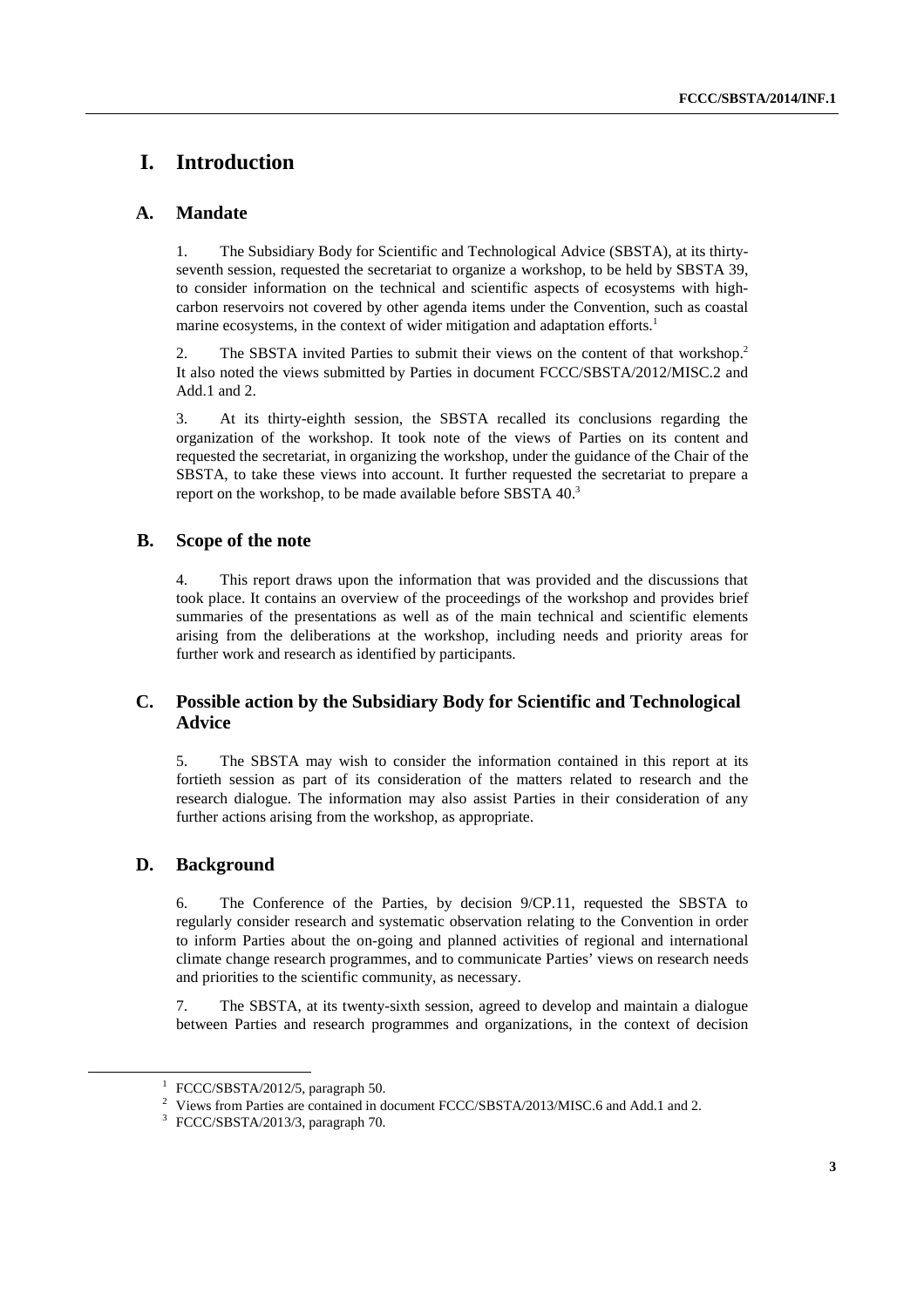# I. Introduction

## A. Mandate

1. The Subsidiary Body for Scientific and Technological Advice (SBSTA), at its thirty-seventh session, requested the secretariat to organize a workshop, to be held by SBSTA 39, to consider information on the technical and scientific aspects of ecosystems with high-carbon reservoirs not covered by other agenda items under the Convention, such as coastal marine ecosystems, in the context of wider mitigation and adaptation efforts.[1]

2. The SBSTA invited Parties to submit their views on the content of that workshop.[2] It also noted the views submitted by Parties in document FCCC/SBSTA/2012/MISC.2 and Add.1 and 2.

3. At its thirty-eighth session, the SBSTA recalled its conclusions regarding the organization of the workshop. It took note of the views of Parties on its content and requested the secretariat, in organizing the workshop, under the guidance of the Chair of the SBSTA, to take these views into account. It further requested the secretariat to prepare a report on the workshop, to be made available before SBSTA 40.[3]

## B. Scope of the note

4. This report draws upon the information that was provided and the discussions that took place. It contains an overview of the proceedings of the workshop and provides brief summaries of the presentations as well as of the main technical and scientific elements arising from the deliberations at the workshop, including needs and priority areas for further work and research as identified by participants.

## C. Possible action by the Subsidiary Body for Scientific and Technological Advice

5. The SBSTA may wish to consider the information contained in this report at its fortieth session as part of its consideration of the matters related to research and the research dialogue. The information may also assist Parties in their consideration of any further actions arising from the workshop, as appropriate.

## D. Background

6. The Conference of the Parties, by decision 9/CP.11, requested the SBSTA to regularly consider research and systematic observation relating to the Convention in order to inform Parties about the on-going and planned activities of regional and international climate change research programmes, and to communicate Parties' views on research needs and priorities to the scientific community, as necessary.

7. The SBSTA, at its twenty-sixth session, agreed to develop and maintain a dialogue between Parties and research programmes and organizations, in the context of decision

---

[1] FCCC/SBSTA/2012/5, paragraph 50.

[2] Views from Parties are contained in document FCCC/SBSTA/2013/MISC.6 and Add.1 and 2.

[3] FCCC/SBSTA/2013/3, paragraph 70.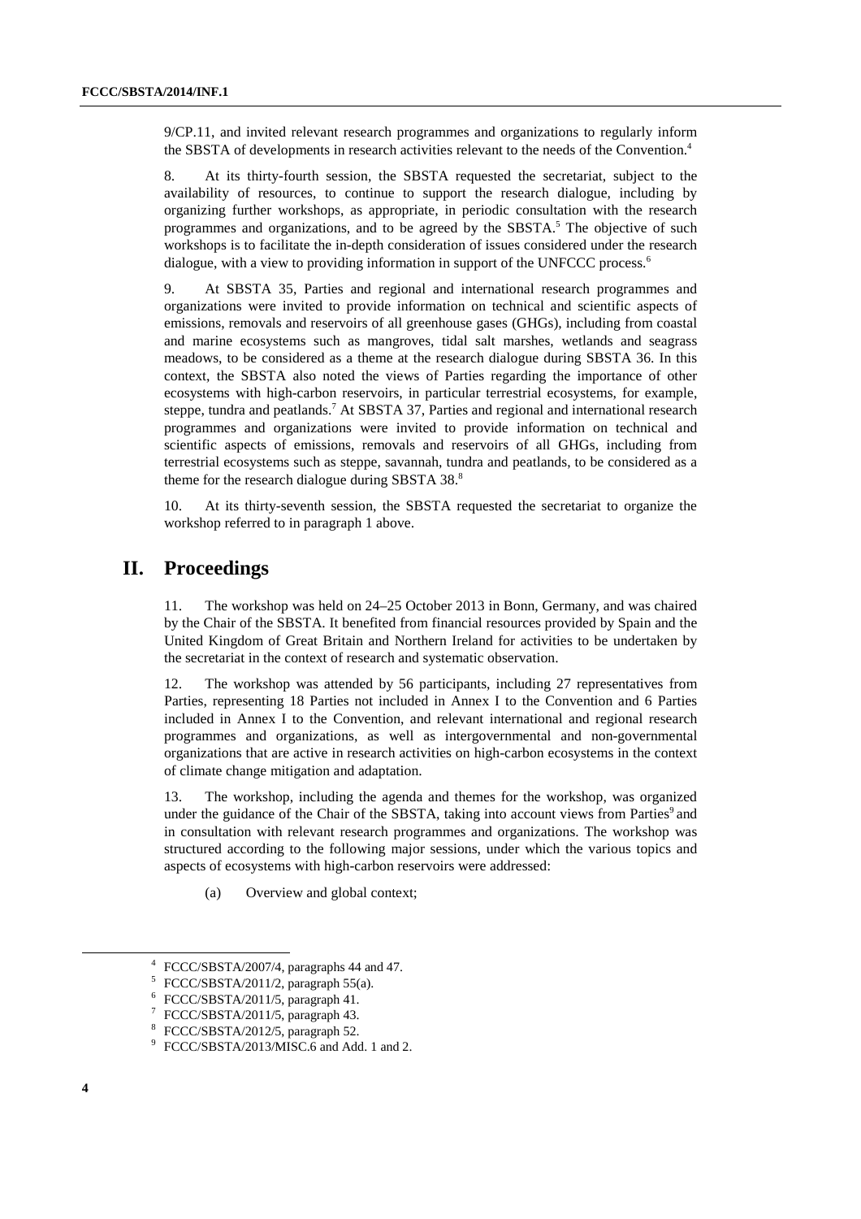9/CP.11, and invited relevant research programmes and organizations to regularly inform the SBSTA of developments in research activities relevant to the needs of the Convention.[4]

8. At its thirty-fourth session, the SBSTA requested the secretariat, subject to the availability of resources, to continue to support the research dialogue, including by organizing further workshops, as appropriate, in periodic consultation with the research programmes and organizations, and to be agreed by the SBSTA.[5] The objective of such workshops is to facilitate the in-depth consideration of issues considered under the research dialogue, with a view to providing information in support of the UNFCCC process.[6]

9. At SBSTA 35, Parties and regional and international research programmes and organizations were invited to provide information on technical and scientific aspects of emissions, removals and reservoirs of all greenhouse gases (GHGs), including from coastal and marine ecosystems such as mangroves, tidal salt marshes, wetlands and seagrass meadows, to be considered as a theme at the research dialogue during SBSTA 36. In this context, the SBSTA also noted the views of Parties regarding the importance of other ecosystems with high-carbon reservoirs, in particular terrestrial ecosystems, for example, steppe, tundra and peatlands.[7] At SBSTA 37, Parties and regional and international research programmes and organizations were invited to provide information on technical and scientific aspects of emissions, removals and reservoirs of all GHGs, including from terrestrial ecosystems such as steppe, savannah, tundra and peatlands, to be considered as a theme for the research dialogue during SBSTA 38.[8]

10. At its thirty-seventh session, the SBSTA requested the secretariat to organize the workshop referred to in paragraph 1 above.

# II. Proceedings

11. The workshop was held on 24–25 October 2013 in Bonn, Germany, and was chaired by the Chair of the SBSTA. It benefited from financial resources provided by Spain and the United Kingdom of Great Britain and Northern Ireland for activities to be undertaken by the secretariat in the context of research and systematic observation.

12. The workshop was attended by 56 participants, including 27 representatives from Parties, representing 18 Parties not included in Annex I to the Convention and 6 Parties included in Annex I to the Convention, and relevant international and regional research programmes and organizations, as well as intergovernmental and non-governmental organizations that are active in research activities on high-carbon ecosystems in the context of climate change mitigation and adaptation.

13. The workshop, including the agenda and themes for the workshop, was organized under the guidance of the Chair of the SBSTA, taking into account views from Parties[9] and in consultation with relevant research programmes and organizations. The workshop was structured according to the following major sessions, under which the various topics and aspects of ecosystems with high-carbon reservoirs were addressed:

(a) Overview and global context;

---

[4] FCCC/SBSTA/2007/4, paragraphs 44 and 47.

[5] FCCC/SBSTA/2011/2, paragraph 55(a).

[6] FCCC/SBSTA/2011/5, paragraph 41.

[7] FCCC/SBSTA/2011/5, paragraph 43.

[8] FCCC/SBSTA/2012/5, paragraph 52.

[9] FCCC/SBSTA/2013/MISC.6 and Add. 1 and 2.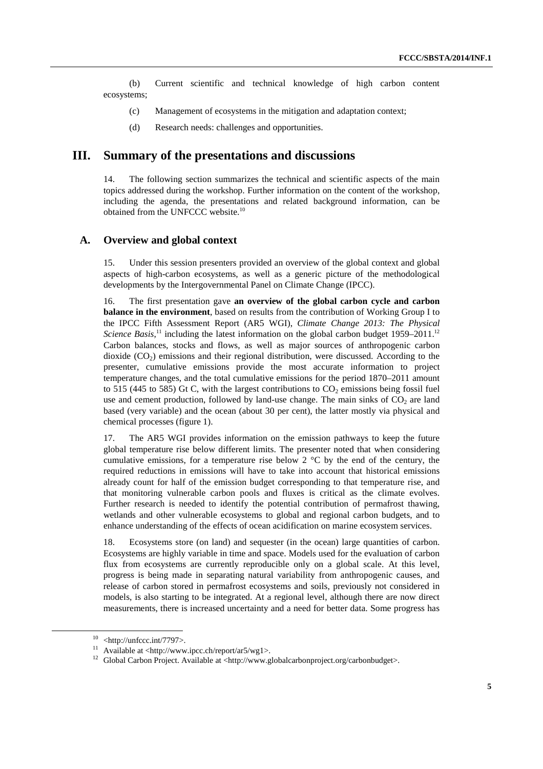(b) Current scientific and technical knowledge of high carbon content ecosystems;

(c) Management of ecosystems in the mitigation and adaptation context;

(d) Research needs: challenges and opportunities.

# III. Summary of the presentations and discussions

14. The following section summarizes the technical and scientific aspects of the main topics addressed during the workshop. Further information on the content of the workshop, including the agenda, the presentations and related background information, can be obtained from the UNFCCC website.[10]

## A. Overview and global context

15. Under this session presenters provided an overview of the global context and global aspects of high-carbon ecosystems, as well as a generic picture of the methodological developments by the Intergovernmental Panel on Climate Change (IPCC).

16. The first presentation gave **an overview of the global carbon cycle and carbon balance in the environment**, based on results from the contribution of Working Group I to the IPCC Fifth Assessment Report (AR5 WGI), *Climate Change 2013: The Physical Science Basis*,[11] including the latest information on the global carbon budget 1959–2011.[12] Carbon balances, stocks and flows, as well as major sources of anthropogenic carbon dioxide ($CO_2$) emissions and their regional distribution, were discussed. According to the presenter, cumulative emissions provide the most accurate information to project temperature changes, and the total cumulative emissions for the period 1870–2011 amount to 515 (445 to 585) Gt C, with the largest contributions to $CO_2$ emissions being fossil fuel use and cement production, followed by land-use change. The main sinks of $CO_2$ are land based (very variable) and the ocean (about 30 per cent), the latter mostly via physical and chemical processes (figure 1).

17. The AR5 WGI provides information on the emission pathways to keep the future global temperature rise below different limits. The presenter noted that when considering cumulative emissions, for a temperature rise below 2 °C by the end of the century, the required reductions in emissions will have to take into account that historical emissions already count for half of the emission budget corresponding to that temperature rise, and that monitoring vulnerable carbon pools and fluxes is critical as the climate evolves. Further research is needed to identify the potential contribution of permafrost thawing, wetlands and other vulnerable ecosystems to global and regional carbon budgets, and to enhance understanding of the effects of ocean acidification on marine ecosystem services.

18. Ecosystems store (on land) and sequester (in the ocean) large quantities of carbon. Ecosystems are highly variable in time and space. Models used for the evaluation of carbon flux from ecosystems are currently reproducible only on a global scale. At this level, progress is being made in separating natural variability from anthropogenic causes, and release of carbon stored in permafrost ecosystems and soils, previously not considered in models, is also starting to be integrated. At a regional level, although there are now direct measurements, there is increased uncertainty and a need for better data. Some progress has

---

[10] <http://unfccc.int/7797>.

[11] Available at <http://www.ipcc.ch/report/ar5/wg1>.

[12] Global Carbon Project. Available at <http://www.globalcarbonproject.org/carbonbudget>.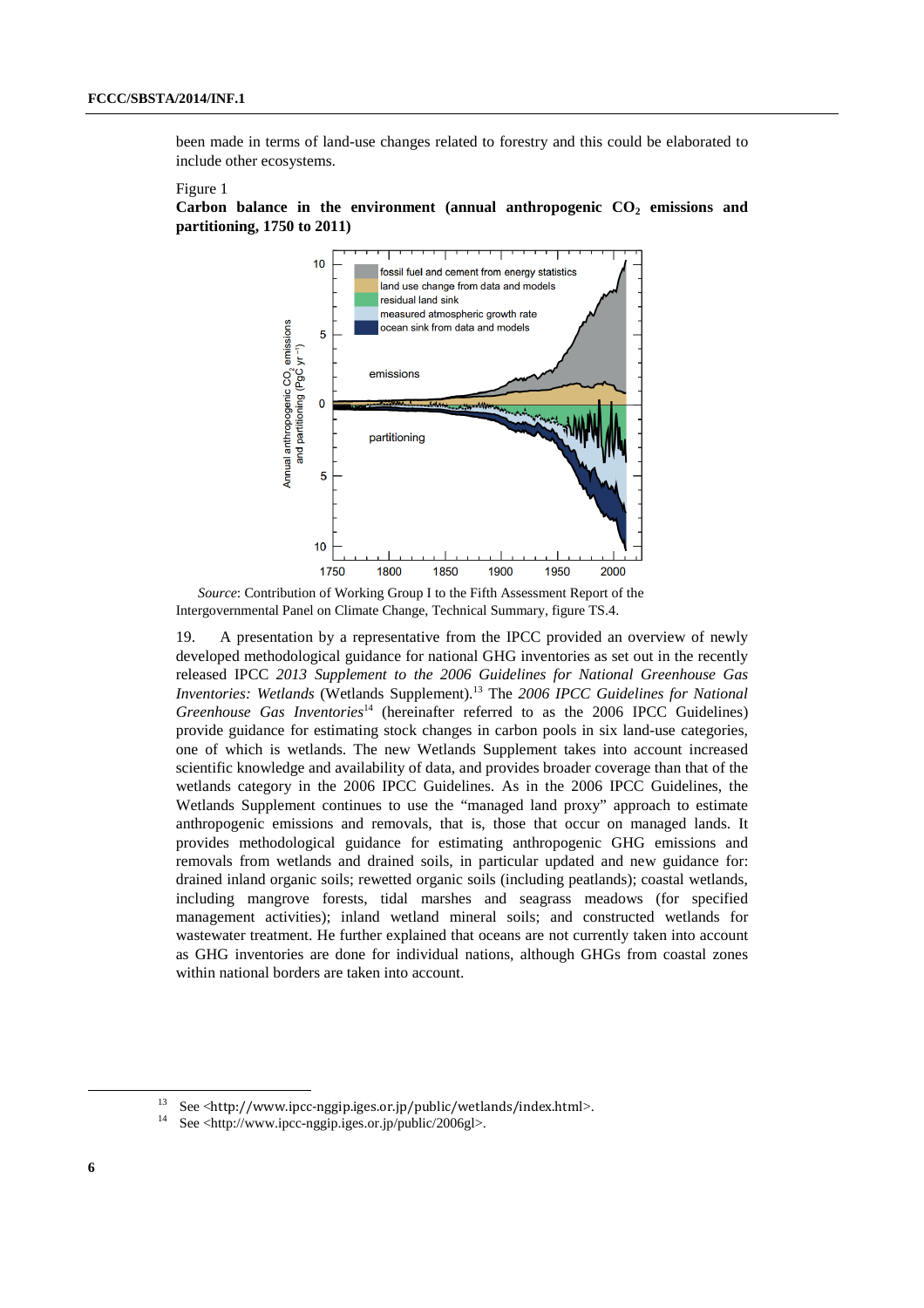been made in terms of land-use changes related to forestry and this could be elaborated to include other ecosystems.

Figure 1

**Carbon balance in the environment (annual anthropogenic $CO_2$ emissions and partitioning, 1750 to 2011)**

*Source*: Contribution of Working Group I to the Fifth Assessment Report of the Intergovernmental Panel on Climate Change, Technical Summary, figure TS.4.

19. A presentation by a representative from the IPCC provided an overview of newly developed methodological guidance for national GHG inventories as set out in the recently released IPCC *2013 Supplement to the 2006 Guidelines for National Greenhouse Gas Inventories: Wetlands* (Wetlands Supplement).[13] The *2006 IPCC Guidelines for National Greenhouse Gas Inventories*[14] (hereinafter referred to as the 2006 IPCC Guidelines) provide guidance for estimating stock changes in carbon pools in six land-use categories, one of which is wetlands. The new Wetlands Supplement takes into account increased scientific knowledge and availability of data, and provides broader coverage than that of the wetlands category in the 2006 IPCC Guidelines. As in the 2006 IPCC Guidelines, the Wetlands Supplement continues to use the "managed land proxy" approach to estimate anthropogenic emissions and removals, that is, those that occur on managed lands. It provides methodological guidance for estimating anthropogenic GHG emissions and removals from wetlands and drained soils, in particular updated and new guidance for: drained inland organic soils; rewetted organic soils (including peatlands); coastal wetlands, including mangrove forests, tidal marshes and seagrass meadows (for specified management activities); inland wetland mineral soils; and constructed wetlands for wastewater treatment. He further explained that oceans are not currently taken into account as GHG inventories are done for individual nations, although GHGs from coastal zones within national borders are taken into account.

[13] See <http://www.ipcc-nggip.iges.or.jp/public/wetlands/index.html>.

[14] See <http://www.ipcc-nggip.iges.or.jp/public/2006gl>.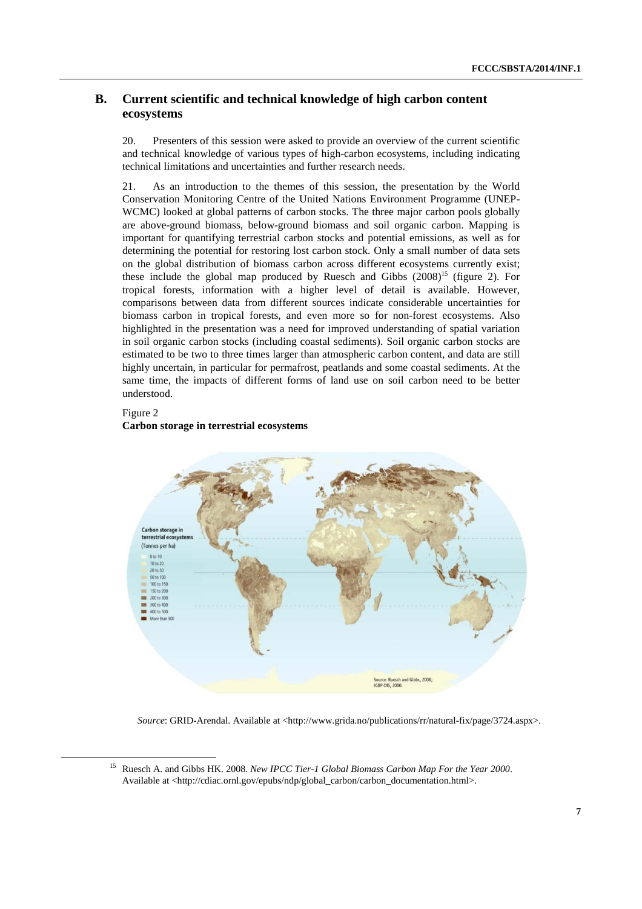## B. Current scientific and technical knowledge of high carbon content ecosystems

20. Presenters of this session were asked to provide an overview of the current scientific and technical knowledge of various types of high-carbon ecosystems, including indicating technical limitations and uncertainties and further research needs.

21. As an introduction to the themes of this session, the presentation by the World Conservation Monitoring Centre of the United Nations Environment Programme (UNEP-WCMC) looked at global patterns of carbon stocks. The three major carbon pools globally are above-ground biomass, below-ground biomass and soil organic carbon. Mapping is important for quantifying terrestrial carbon stocks and potential emissions, as well as for determining the potential for restoring lost carbon stock. Only a small number of data sets on the global distribution of biomass carbon across different ecosystems currently exist; these include the global map produced by Ruesch and Gibbs (2008)[15] (figure 2). For tropical forests, information with a higher level of detail is available. However, comparisons between data from different sources indicate considerable uncertainties for biomass carbon in tropical forests, and even more so for non-forest ecosystems. Also highlighted in the presentation was a need for improved understanding of spatial variation in soil organic carbon stocks (including coastal sediments). Soil organic carbon stocks are estimated to be two to three times larger than atmospheric carbon content, and data are still highly uncertain, in particular for permafrost, peatlands and some coastal sediments. At the same time, the impacts of different forms of land use on soil carbon need to be better understood.

Figure 2
**Carbon storage in terrestrial ecosystems**

*Source*: GRID-Arendal. Available at <http://www.grida.no/publications/rr/natural-fix/page/3724.aspx>.

[15] Ruesch A. and Gibbs HK. 2008. *New IPCC Tier-1 Global Biomass Carbon Map For the Year 2000*. Available at <http://cdiac.ornl.gov/epubs/ndp/global_carbon/carbon_documentation.html>.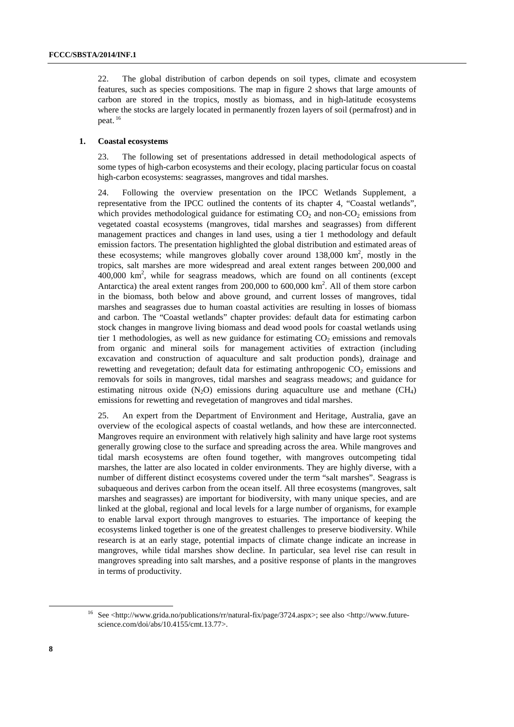22. The global distribution of carbon depends on soil types, climate and ecosystem features, such as species compositions. The map in figure 2 shows that large amounts of carbon are stored in the tropics, mostly as biomass, and in high-latitude ecosystems where the stocks are largely located in permanently frozen layers of soil (permafrost) and in peat.[16]

### 1. Coastal ecosystems

23. The following set of presentations addressed in detail methodological aspects of some types of high-carbon ecosystems and their ecology, placing particular focus on coastal high-carbon ecosystems: seagrasses, mangroves and tidal marshes.

24. Following the overview presentation on the IPCC Wetlands Supplement, a representative from the IPCC outlined the contents of its chapter 4, "Coastal wetlands", which provides methodological guidance for estimating $CO_2$ and non-$CO_2$ emissions from vegetated coastal ecosystems (mangroves, tidal marshes and seagrasses) from different management practices and changes in land uses, using a tier 1 methodology and default emission factors. The presentation highlighted the global distribution and estimated areas of these ecosystems; while mangroves globally cover around 138,000 $km^2$, mostly in the tropics, salt marshes are more widespread and areal extent ranges between 200,000 and 400,000 $km^2$, while for seagrass meadows, which are found on all continents (except Antarctica) the areal extent ranges from 200,000 to 600,000 $km^2$. All of them store carbon in the biomass, both below and above ground, and current losses of mangroves, tidal marshes and seagrasses due to human coastal activities are resulting in losses of biomass and carbon. The "Coastal wetlands" chapter provides: default data for estimating carbon stock changes in mangrove living biomass and dead wood pools for coastal wetlands using tier 1 methodologies, as well as new guidance for estimating $CO_2$ emissions and removals from organic and mineral soils for management activities of extraction (including excavation and construction of aquaculture and salt production ponds), drainage and rewetting and revegetation; default data for estimating anthropogenic $CO_2$ emissions and removals for soils in mangroves, tidal marshes and seagrass meadows; and guidance for estimating nitrous oxide ($N_2O$) emissions during aquaculture use and methane ($CH_4$) emissions for rewetting and revegetation of mangroves and tidal marshes.

25. An expert from the Department of Environment and Heritage, Australia, gave an overview of the ecological aspects of coastal wetlands, and how these are interconnected. Mangroves require an environment with relatively high salinity and have large root systems generally growing close to the surface and spreading across the area. While mangroves and tidal marsh ecosystems are often found together, with mangroves outcompeting tidal marshes, the latter are also located in colder environments. They are highly diverse, with a number of different distinct ecosystems covered under the term "salt marshes". Seagrass is subaqueous and derives carbon from the ocean itself. All three ecosystems (mangroves, salt marshes and seagrasses) are important for biodiversity, with many unique species, and are linked at the global, regional and local levels for a large number of organisms, for example to enable larval export through mangroves to estuaries. The importance of keeping the ecosystems linked together is one of the greatest challenges to preserve biodiversity. While research is at an early stage, potential impacts of climate change indicate an increase in mangroves, while tidal marshes show decline. In particular, sea level rise can result in mangroves spreading into salt marshes, and a positive response of plants in the mangroves in terms of productivity.

[16] See <http://www.grida.no/publications/rr/natural-fix/page/3724.aspx>; see also <http://www.future-science.com/doi/abs/10.4155/cmt.13.77>.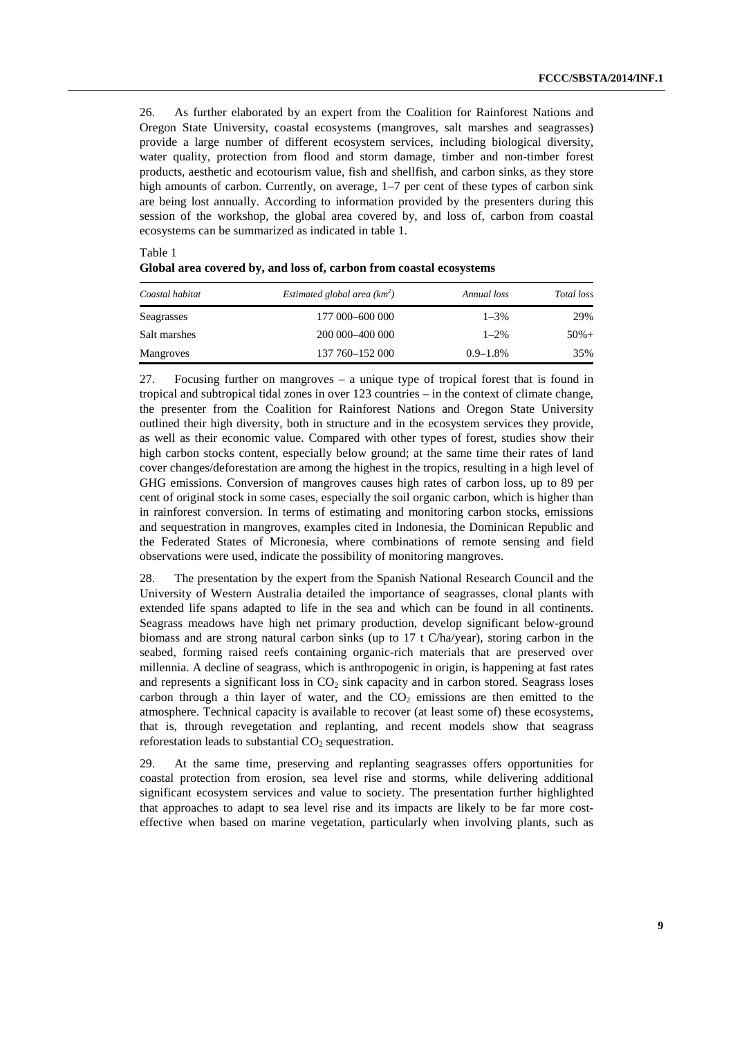26. As further elaborated by an expert from the Coalition for Rainforest Nations and Oregon State University, coastal ecosystems (mangroves, salt marshes and seagrasses) provide a large number of different ecosystem services, including biological diversity, water quality, protection from flood and storm damage, timber and non-timber forest products, aesthetic and ecotourism value, fish and shellfish, and carbon sinks, as they store high amounts of carbon. Currently, on average, 1–7 per cent of these types of carbon sink are being lost annually. According to information provided by the presenters during this session of the workshop, the global area covered by, and loss of, carbon from coastal ecosystems can be summarized as indicated in table 1.

Table 1
**Global area covered by, and loss of, carbon from coastal ecosystems**

| *Coastal habitat* | *Estimated global area (km$^2$)* | *Annual loss* | *Total loss* |
|---|---|---|---|
| Seagrasses | 177 000–600 000 | 1–3% | 29% |
| Salt marshes | 200 000–400 000 | 1–2% | 50%+ |
| Mangroves | 137 760–152 000 | 0.9–1.8% | 35% |

27. Focusing further on mangroves – a unique type of tropical forest that is found in tropical and subtropical tidal zones in over 123 countries – in the context of climate change, the presenter from the Coalition for Rainforest Nations and Oregon State University outlined their high diversity, both in structure and in the ecosystem services they provide, as well as their economic value. Compared with other types of forest, studies show their high carbon stocks content, especially below ground; at the same time their rates of land cover changes/deforestation are among the highest in the tropics, resulting in a high level of GHG emissions. Conversion of mangroves causes high rates of carbon loss, up to 89 per cent of original stock in some cases, especially the soil organic carbon, which is higher than in rainforest conversion. In terms of estimating and monitoring carbon stocks, emissions and sequestration in mangroves, examples cited in Indonesia, the Dominican Republic and the Federated States of Micronesia, where combinations of remote sensing and field observations were used, indicate the possibility of monitoring mangroves.

28. The presentation by the expert from the Spanish National Research Council and the University of Western Australia detailed the importance of seagrasses, clonal plants with extended life spans adapted to life in the sea and which can be found in all continents. Seagrass meadows have high net primary production, develop significant below-ground biomass and are strong natural carbon sinks (up to 17 t C/ha/year), storing carbon in the seabed, forming raised reefs containing organic-rich materials that are preserved over millennia. A decline of seagrass, which is anthropogenic in origin, is happening at fast rates and represents a significant loss in $CO_2$ sink capacity and in carbon stored. Seagrass loses carbon through a thin layer of water, and the $CO_2$ emissions are then emitted to the atmosphere. Technical capacity is available to recover (at least some of) these ecosystems, that is, through revegetation and replanting, and recent models show that seagrass reforestation leads to substantial $CO_2$ sequestration.

29. At the same time, preserving and replanting seagrasses offers opportunities for coastal protection from erosion, sea level rise and storms, while delivering additional significant ecosystem services and value to society. The presentation further highlighted that approaches to adapt to sea level rise and its impacts are likely to be far more cost-effective when based on marine vegetation, particularly when involving plants, such as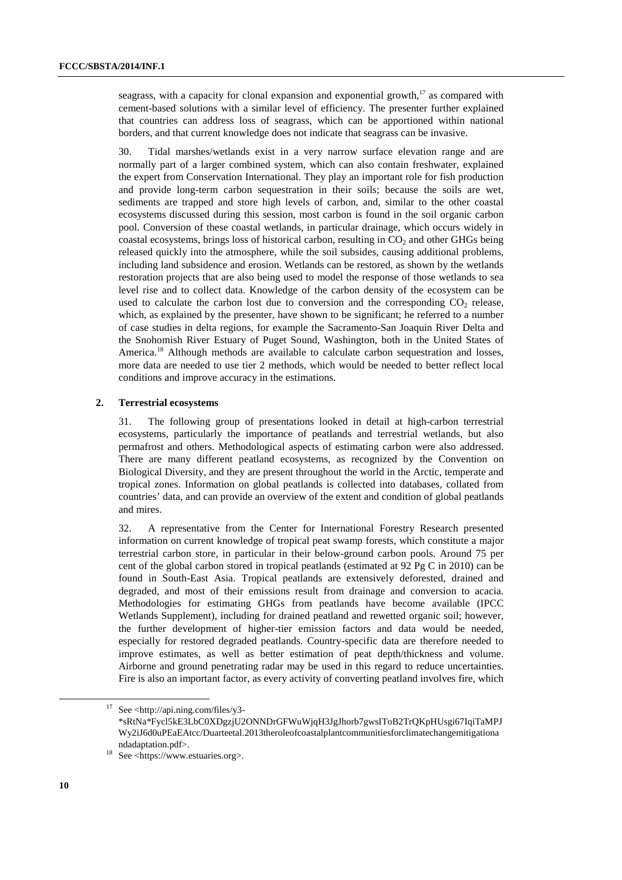seagrass, with a capacity for clonal expansion and exponential growth,[17] as compared with cement-based solutions with a similar level of efficiency. The presenter further explained that countries can address loss of seagrass, which can be apportioned within national borders, and that current knowledge does not indicate that seagrass can be invasive.

30. Tidal marshes/wetlands exist in a very narrow surface elevation range and are normally part of a larger combined system, which can also contain freshwater, explained the expert from Conservation International. They play an important role for fish production and provide long-term carbon sequestration in their soils; because the soils are wet, sediments are trapped and store high levels of carbon, and, similar to the other coastal ecosystems discussed during this session, most carbon is found in the soil organic carbon pool. Conversion of these coastal wetlands, in particular drainage, which occurs widely in coastal ecosystems, brings loss of historical carbon, resulting in $CO_2$ and other GHGs being released quickly into the atmosphere, while the soil subsides, causing additional problems, including land subsidence and erosion. Wetlands can be restored, as shown by the wetlands restoration projects that are also being used to model the response of those wetlands to sea level rise and to collect data. Knowledge of the carbon density of the ecosystem can be used to calculate the carbon lost due to conversion and the corresponding $CO_2$ release, which, as explained by the presenter, have shown to be significant; he referred to a number of case studies in delta regions, for example the Sacramento-San Joaquin River Delta and the Snohomish River Estuary of Puget Sound, Washington, both in the United States of America.[18] Although methods are available to calculate carbon sequestration and losses, more data are needed to use tier 2 methods, which would be needed to better reflect local conditions and improve accuracy in the estimations.

### 2. Terrestrial ecosystems

31. The following group of presentations looked in detail at high-carbon terrestrial ecosystems, particularly the importance of peatlands and terrestrial wetlands, but also permafrost and others. Methodological aspects of estimating carbon were also addressed. There are many different peatland ecosystems, as recognized by the Convention on Biological Diversity, and they are present throughout the world in the Arctic, temperate and tropical zones. Information on global peatlands is collected into databases, collated from countries' data, and can provide an overview of the extent and condition of global peatlands and mires.

32. A representative from the Center for International Forestry Research presented information on current knowledge of tropical peat swamp forests, which constitute a major terrestrial carbon store, in particular in their below-ground carbon pools. Around 75 per cent of the global carbon stored in tropical peatlands (estimated at 92 Pg C in 2010) can be found in South-East Asia. Tropical peatlands are extensively deforested, drained and degraded, and most of their emissions result from drainage and conversion to acacia. Methodologies for estimating GHGs from peatlands have become available (IPCC Wetlands Supplement), including for drained peatland and rewetted organic soil; however, the further development of higher-tier emission factors and data would be needed, especially for restored degraded peatlands. Country-specific data are therefore needed to improve estimates, as well as better estimation of peat depth/thickness and volume. Airborne and ground penetrating radar may be used in this regard to reduce uncertainties. Fire is also an important factor, as every activity of converting peatland involves fire, which

---

[17] See <http://api.ning.com/files/y3-*sRtNa*Fycl5kE3LbC0XDgzjU2ONNDrGFWuWjqH3JgJhorb7gwsIToB2TrQKpHUsgi67IqiTaMPJWy2iJ6d0uPEaEAtcc/Duarteetal.2013theroleofcoastalplantcommunitiesforclimatechangemitigationandadaptation.pdf>.

[18] See <https://www.estuaries.org>.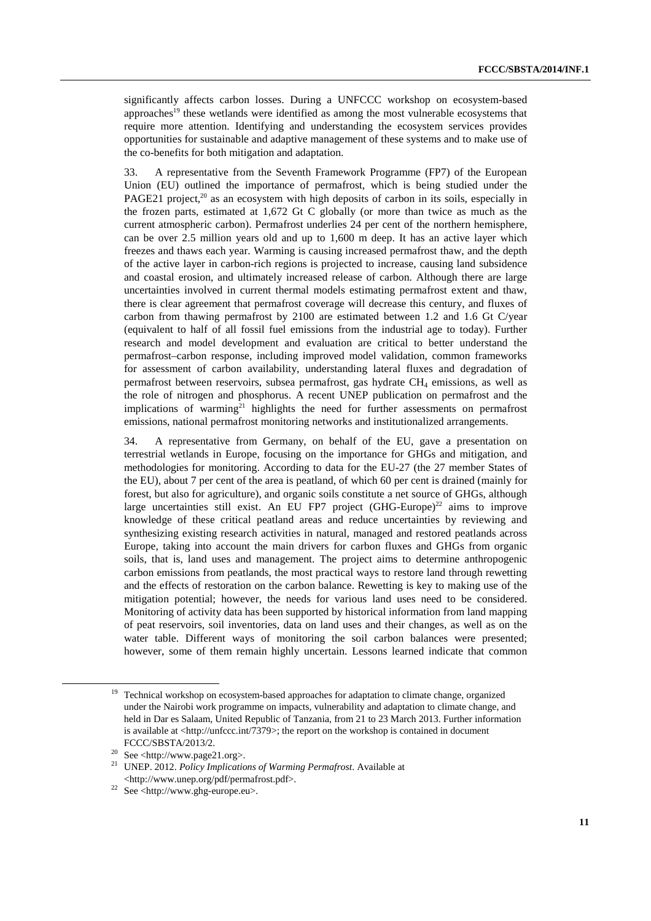significantly affects carbon losses. During a UNFCCC workshop on ecosystem-based approaches[19] these wetlands were identified as among the most vulnerable ecosystems that require more attention. Identifying and understanding the ecosystem services provides opportunities for sustainable and adaptive management of these systems and to make use of the co-benefits for both mitigation and adaptation.

33. A representative from the Seventh Framework Programme (FP7) of the European Union (EU) outlined the importance of permafrost, which is being studied under the PAGE21 project,[20] as an ecosystem with high deposits of carbon in its soils, especially in the frozen parts, estimated at 1,672 Gt C globally (or more than twice as much as the current atmospheric carbon). Permafrost underlies 24 per cent of the northern hemisphere, can be over 2.5 million years old and up to 1,600 m deep. It has an active layer which freezes and thaws each year. Warming is causing increased permafrost thaw, and the depth of the active layer in carbon-rich regions is projected to increase, causing land subsidence and coastal erosion, and ultimately increased release of carbon. Although there are large uncertainties involved in current thermal models estimating permafrost extent and thaw, there is clear agreement that permafrost coverage will decrease this century, and fluxes of carbon from thawing permafrost by 2100 are estimated between 1.2 and 1.6 Gt C/year (equivalent to half of all fossil fuel emissions from the industrial age to today). Further research and model development and evaluation are critical to better understand the permafrost–carbon response, including improved model validation, common frameworks for assessment of carbon availability, understanding lateral fluxes and degradation of permafrost between reservoirs, subsea permafrost, gas hydrate $CH_4$ emissions, as well as the role of nitrogen and phosphorus. A recent UNEP publication on permafrost and the implications of warming[21] highlights the need for further assessments on permafrost emissions, national permafrost monitoring networks and institutionalized arrangements.

34. A representative from Germany, on behalf of the EU, gave a presentation on terrestrial wetlands in Europe, focusing on the importance for GHGs and mitigation, and methodologies for monitoring. According to data for the EU-27 (the 27 member States of the EU), about 7 per cent of the area is peatland, of which 60 per cent is drained (mainly for forest, but also for agriculture), and organic soils constitute a net source of GHGs, although large uncertainties still exist. An EU FP7 project (GHG-Europe)[22] aims to improve knowledge of these critical peatland areas and reduce uncertainties by reviewing and synthesizing existing research activities in natural, managed and restored peatlands across Europe, taking into account the main drivers for carbon fluxes and GHGs from organic soils, that is, land uses and management. The project aims to determine anthropogenic carbon emissions from peatlands, the most practical ways to restore land through rewetting and the effects of restoration on the carbon balance. Rewetting is key to making use of the mitigation potential; however, the needs for various land uses need to be considered. Monitoring of activity data has been supported by historical information from land mapping of peat reservoirs, soil inventories, data on land uses and their changes, as well as on the water table. Different ways of monitoring the soil carbon balances were presented; however, some of them remain highly uncertain. Lessons learned indicate that common

---

[19] Technical workshop on ecosystem-based approaches for adaptation to climate change, organized under the Nairobi work programme on impacts, vulnerability and adaptation to climate change, and held in Dar es Salaam, United Republic of Tanzania, from 21 to 23 March 2013. Further information is available at <http://unfccc.int/7379>; the report on the workshop is contained in document FCCC/SBSTA/2013/2.

[20] See <http://www.page21.org>.

[21] UNEP. 2012. *Policy Implications of Warming Permafrost*. Available at <http://www.unep.org/pdf/permafrost.pdf>.

[22] See <http://www.ghg-europe.eu>.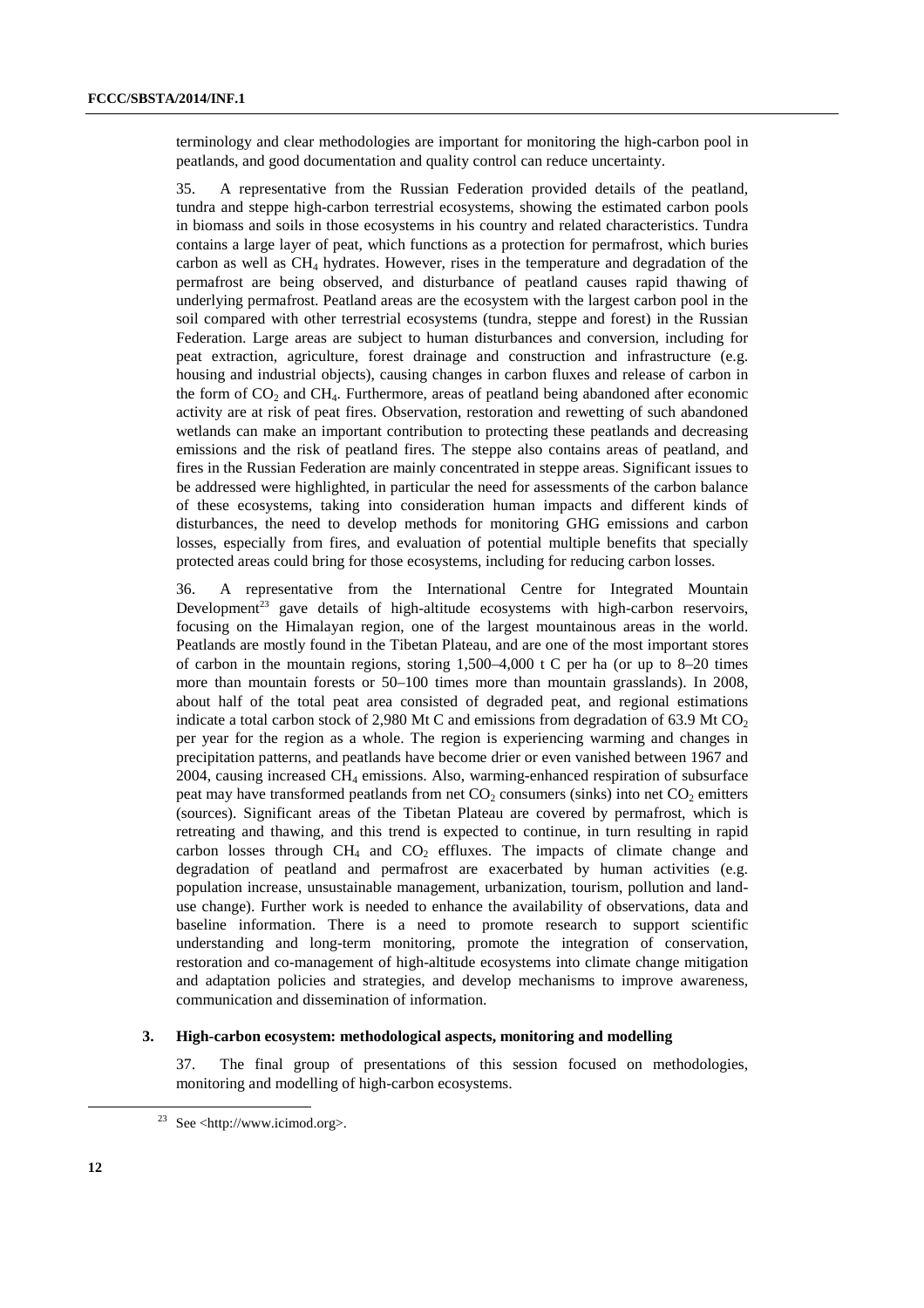terminology and clear methodologies are important for monitoring the high-carbon pool in peatlands, and good documentation and quality control can reduce uncertainty.

35. A representative from the Russian Federation provided details of the peatland, tundra and steppe high-carbon terrestrial ecosystems, showing the estimated carbon pools in biomass and soils in those ecosystems in his country and related characteristics. Tundra contains a large layer of peat, which functions as a protection for permafrost, which buries carbon as well as $CH_4$ hydrates. However, rises in the temperature and degradation of the permafrost are being observed, and disturbance of peatland causes rapid thawing of underlying permafrost. Peatland areas are the ecosystem with the largest carbon pool in the soil compared with other terrestrial ecosystems (tundra, steppe and forest) in the Russian Federation. Large areas are subject to human disturbances and conversion, including for peat extraction, agriculture, forest drainage and construction and infrastructure (e.g. housing and industrial objects), causing changes in carbon fluxes and release of carbon in the form of $CO_2$ and $CH_4$. Furthermore, areas of peatland being abandoned after economic activity are at risk of peat fires. Observation, restoration and rewetting of such abandoned wetlands can make an important contribution to protecting these peatlands and decreasing emissions and the risk of peatland fires. The steppe also contains areas of peatland, and fires in the Russian Federation are mainly concentrated in steppe areas. Significant issues to be addressed were highlighted, in particular the need for assessments of the carbon balance of these ecosystems, taking into consideration human impacts and different kinds of disturbances, the need to develop methods for monitoring GHG emissions and carbon losses, especially from fires, and evaluation of potential multiple benefits that specially protected areas could bring for those ecosystems, including for reducing carbon losses.

36. A representative from the International Centre for Integrated Mountain Development[23] gave details of high-altitude ecosystems with high-carbon reservoirs, focusing on the Himalayan region, one of the largest mountainous areas in the world. Peatlands are mostly found in the Tibetan Plateau, and are one of the most important stores of carbon in the mountain regions, storing 1,500–4,000 t C per ha (or up to 8–20 times more than mountain forests or 50–100 times more than mountain grasslands). In 2008, about half of the total peat area consisted of degraded peat, and regional estimations indicate a total carbon stock of 2,980 Mt C and emissions from degradation of 63.9 Mt $CO_2$ per year for the region as a whole. The region is experiencing warming and changes in precipitation patterns, and peatlands have become drier or even vanished between 1967 and 2004, causing increased $CH_4$ emissions. Also, warming-enhanced respiration of subsurface peat may have transformed peatlands from net $CO_2$ consumers (sinks) into net $CO_2$ emitters (sources). Significant areas of the Tibetan Plateau are covered by permafrost, which is retreating and thawing, and this trend is expected to continue, in turn resulting in rapid carbon losses through $CH_4$ and $CO_2$ effluxes. The impacts of climate change and degradation of peatland and permafrost are exacerbated by human activities (e.g. population increase, unsustainable management, urbanization, tourism, pollution and land-use change). Further work is needed to enhance the availability of observations, data and baseline information. There is a need to promote research to support scientific understanding and long-term monitoring, promote the integration of conservation, restoration and co-management of high-altitude ecosystems into climate change mitigation and adaptation policies and strategies, and develop mechanisms to improve awareness, communication and dissemination of information.

### 3. High-carbon ecosystem: methodological aspects, monitoring and modelling

37. The final group of presentations of this session focused on methodologies, monitoring and modelling of high-carbon ecosystems.

[23] See <http://www.icimod.org>.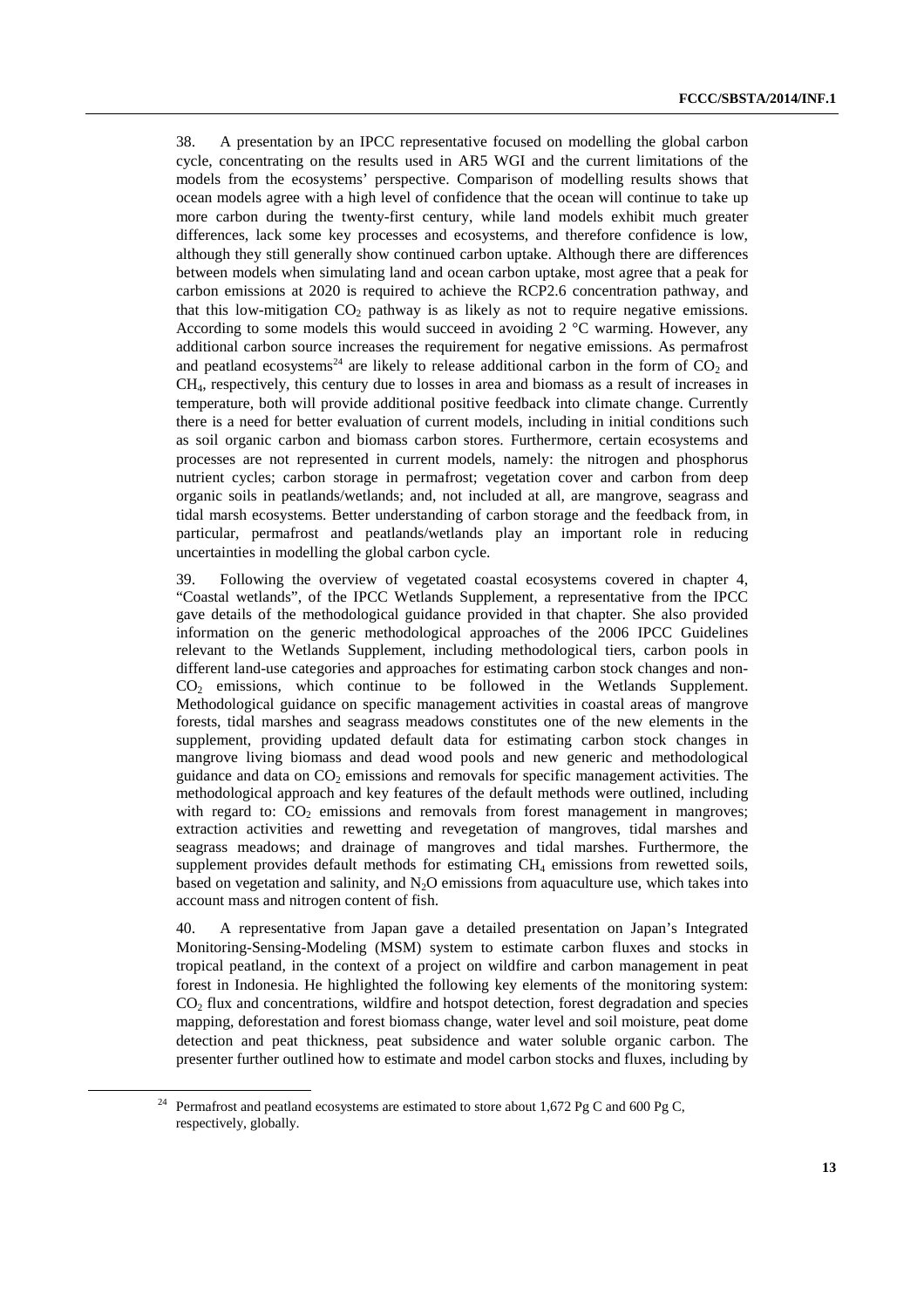38. A presentation by an IPCC representative focused on modelling the global carbon cycle, concentrating on the results used in AR5 WGI and the current limitations of the models from the ecosystems' perspective. Comparison of modelling results shows that ocean models agree with a high level of confidence that the ocean will continue to take up more carbon during the twenty-first century, while land models exhibit much greater differences, lack some key processes and ecosystems, and therefore confidence is low, although they still generally show continued carbon uptake. Although there are differences between models when simulating land and ocean carbon uptake, most agree that a peak for carbon emissions at 2020 is required to achieve the RCP2.6 concentration pathway, and that this low-mitigation $CO_2$ pathway is as likely as not to require negative emissions. According to some models this would succeed in avoiding 2 °C warming. However, any additional carbon source increases the requirement for negative emissions. As permafrost and peatland ecosystems[24] are likely to release additional carbon in the form of $CO_2$ and $CH_4$, respectively, this century due to losses in area and biomass as a result of increases in temperature, both will provide additional positive feedback into climate change. Currently there is a need for better evaluation of current models, including in initial conditions such as soil organic carbon and biomass carbon stores. Furthermore, certain ecosystems and processes are not represented in current models, namely: the nitrogen and phosphorus nutrient cycles; carbon storage in permafrost; vegetation cover and carbon from deep organic soils in peatlands/wetlands; and, not included at all, are mangrove, seagrass and tidal marsh ecosystems. Better understanding of carbon storage and the feedback from, in particular, permafrost and peatlands/wetlands play an important role in reducing uncertainties in modelling the global carbon cycle.

39. Following the overview of vegetated coastal ecosystems covered in chapter 4, "Coastal wetlands", of the IPCC Wetlands Supplement, a representative from the IPCC gave details of the methodological guidance provided in that chapter. She also provided information on the generic methodological approaches of the 2006 IPCC Guidelines relevant to the Wetlands Supplement, including methodological tiers, carbon pools in different land-use categories and approaches for estimating carbon stock changes and non-$CO_2$ emissions, which continue to be followed in the Wetlands Supplement. Methodological guidance on specific management activities in coastal areas of mangrove forests, tidal marshes and seagrass meadows constitutes one of the new elements in the supplement, providing updated default data for estimating carbon stock changes in mangrove living biomass and dead wood pools and new generic and methodological guidance and data on $CO_2$ emissions and removals for specific management activities. The methodological approach and key features of the default methods were outlined, including with regard to: $CO_2$ emissions and removals from forest management in mangroves; extraction activities and rewetting and revegetation of mangroves, tidal marshes and seagrass meadows; and drainage of mangroves and tidal marshes. Furthermore, the supplement provides default methods for estimating $CH_4$ emissions from rewetted soils, based on vegetation and salinity, and $N_2O$ emissions from aquaculture use, which takes into account mass and nitrogen content of fish.

40. A representative from Japan gave a detailed presentation on Japan's Integrated Monitoring-Sensing-Modeling (MSM) system to estimate carbon fluxes and stocks in tropical peatland, in the context of a project on wildfire and carbon management in peat forest in Indonesia. He highlighted the following key elements of the monitoring system: $CO_2$ flux and concentrations, wildfire and hotspot detection, forest degradation and species mapping, deforestation and forest biomass change, water level and soil moisture, peat dome detection and peat thickness, peat subsidence and water soluble organic carbon. The presenter further outlined how to estimate and model carbon stocks and fluxes, including by

[24] Permafrost and peatland ecosystems are estimated to store about 1,672 Pg C and 600 Pg C, respectively, globally.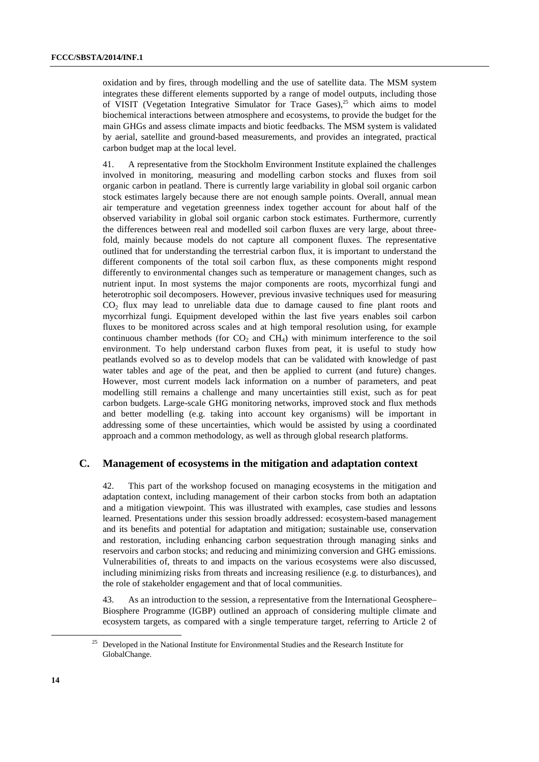oxidation and by fires, through modelling and the use of satellite data. The MSM system integrates these different elements supported by a range of model outputs, including those of VISIT (Vegetation Integrative Simulator for Trace Gases),[25] which aims to model biochemical interactions between atmosphere and ecosystems, to provide the budget for the main GHGs and assess climate impacts and biotic feedbacks. The MSM system is validated by aerial, satellite and ground-based measurements, and provides an integrated, practical carbon budget map at the local level.

41. A representative from the Stockholm Environment Institute explained the challenges involved in monitoring, measuring and modelling carbon stocks and fluxes from soil organic carbon in peatland. There is currently large variability in global soil organic carbon stock estimates largely because there are not enough sample points. Overall, annual mean air temperature and vegetation greenness index together account for about half of the observed variability in global soil organic carbon stock estimates. Furthermore, currently the differences between real and modelled soil carbon fluxes are very large, about three-fold, mainly because models do not capture all component fluxes. The representative outlined that for understanding the terrestrial carbon flux, it is important to understand the different components of the total soil carbon flux, as these components might respond differently to environmental changes such as temperature or management changes, such as nutrient input. In most systems the major components are roots, mycorrhizal fungi and heterotrophic soil decomposers. However, previous invasive techniques used for measuring $CO_2$ flux may lead to unreliable data due to damage caused to fine plant roots and mycorrhizal fungi. Equipment developed within the last five years enables soil carbon fluxes to be monitored across scales and at high temporal resolution using, for example continuous chamber methods (for $CO_2$ and $CH_4$) with minimum interference to the soil environment. To help understand carbon fluxes from peat, it is useful to study how peatlands evolved so as to develop models that can be validated with knowledge of past water tables and age of the peat, and then be applied to current (and future) changes. However, most current models lack information on a number of parameters, and peat modelling still remains a challenge and many uncertainties still exist, such as for peat carbon budgets. Large-scale GHG monitoring networks, improved stock and flux methods and better modelling (e.g. taking into account key organisms) will be important in addressing some of these uncertainties, which would be assisted by using a coordinated approach and a common methodology, as well as through global research platforms.

## C. Management of ecosystems in the mitigation and adaptation context

42. This part of the workshop focused on managing ecosystems in the mitigation and adaptation context, including management of their carbon stocks from both an adaptation and a mitigation viewpoint. This was illustrated with examples, case studies and lessons learned. Presentations under this session broadly addressed: ecosystem-based management and its benefits and potential for adaptation and mitigation; sustainable use, conservation and restoration, including enhancing carbon sequestration through managing sinks and reservoirs and carbon stocks; and reducing and minimizing conversion and GHG emissions. Vulnerabilities of, threats to and impacts on the various ecosystems were also discussed, including minimizing risks from threats and increasing resilience (e.g. to disturbances), and the role of stakeholder engagement and that of local communities.

43. As an introduction to the session, a representative from the International Geosphere–Biosphere Programme (IGBP) outlined an approach of considering multiple climate and ecosystem targets, as compared with a single temperature target, referring to Article 2 of

---

[25] Developed in the National Institute for Environmental Studies and the Research Institute for GlobalChange.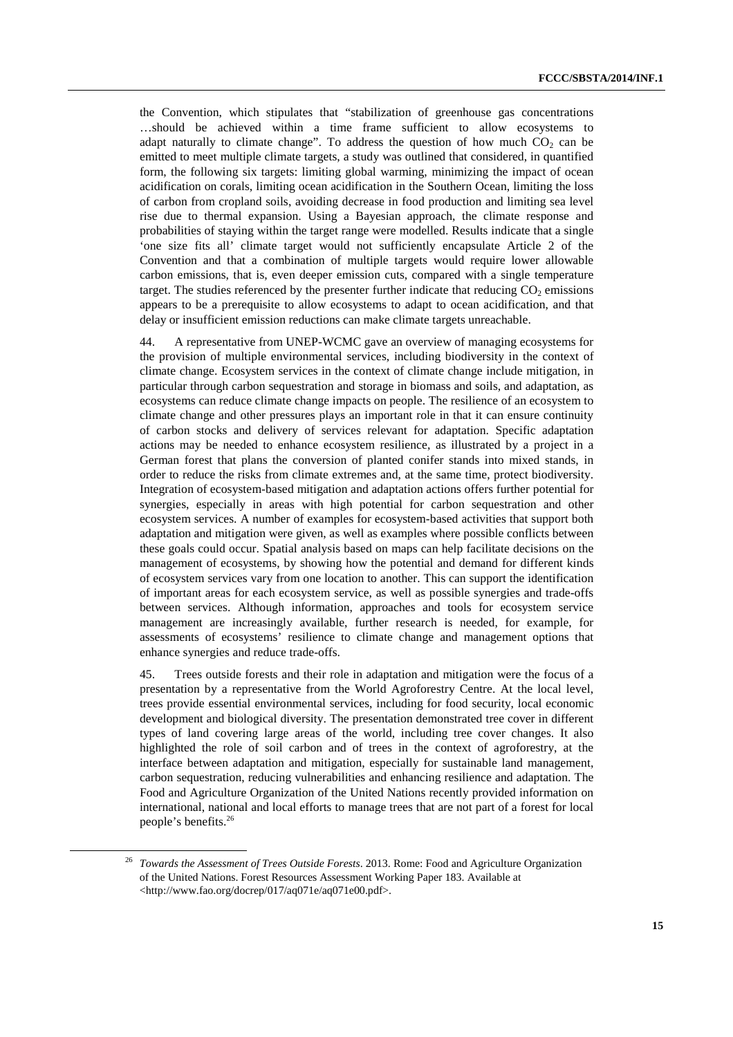the Convention, which stipulates that "stabilization of greenhouse gas concentrations …should be achieved within a time frame sufficient to allow ecosystems to adapt naturally to climate change". To address the question of how much $CO_2$ can be emitted to meet multiple climate targets, a study was outlined that considered, in quantified form, the following six targets: limiting global warming, minimizing the impact of ocean acidification on corals, limiting ocean acidification in the Southern Ocean, limiting the loss of carbon from cropland soils, avoiding decrease in food production and limiting sea level rise due to thermal expansion. Using a Bayesian approach, the climate response and probabilities of staying within the target range were modelled. Results indicate that a single 'one size fits all' climate target would not sufficiently encapsulate Article 2 of the Convention and that a combination of multiple targets would require lower allowable carbon emissions, that is, even deeper emission cuts, compared with a single temperature target. The studies referenced by the presenter further indicate that reducing $CO_2$ emissions appears to be a prerequisite to allow ecosystems to adapt to ocean acidification, and that delay or insufficient emission reductions can make climate targets unreachable.

44. A representative from UNEP-WCMC gave an overview of managing ecosystems for the provision of multiple environmental services, including biodiversity in the context of climate change. Ecosystem services in the context of climate change include mitigation, in particular through carbon sequestration and storage in biomass and soils, and adaptation, as ecosystems can reduce climate change impacts on people. The resilience of an ecosystem to climate change and other pressures plays an important role in that it can ensure continuity of carbon stocks and delivery of services relevant for adaptation. Specific adaptation actions may be needed to enhance ecosystem resilience, as illustrated by a project in a German forest that plans the conversion of planted conifer stands into mixed stands, in order to reduce the risks from climate extremes and, at the same time, protect biodiversity. Integration of ecosystem-based mitigation and adaptation actions offers further potential for synergies, especially in areas with high potential for carbon sequestration and other ecosystem services. A number of examples for ecosystem-based activities that support both adaptation and mitigation were given, as well as examples where possible conflicts between these goals could occur. Spatial analysis based on maps can help facilitate decisions on the management of ecosystems, by showing how the potential and demand for different kinds of ecosystem services vary from one location to another. This can support the identification of important areas for each ecosystem service, as well as possible synergies and trade-offs between services. Although information, approaches and tools for ecosystem service management are increasingly available, further research is needed, for example, for assessments of ecosystems' resilience to climate change and management options that enhance synergies and reduce trade-offs.

45. Trees outside forests and their role in adaptation and mitigation were the focus of a presentation by a representative from the World Agroforestry Centre. At the local level, trees provide essential environmental services, including for food security, local economic development and biological diversity. The presentation demonstrated tree cover in different types of land covering large areas of the world, including tree cover changes. It also highlighted the role of soil carbon and of trees in the context of agroforestry, at the interface between adaptation and mitigation, especially for sustainable land management, carbon sequestration, reducing vulnerabilities and enhancing resilience and adaptation. The Food and Agriculture Organization of the United Nations recently provided information on international, national and local efforts to manage trees that are not part of a forest for local people's benefits.[26]

[26] *Towards the Assessment of Trees Outside Forests*. 2013. Rome: Food and Agriculture Organization of the United Nations. Forest Resources Assessment Working Paper 183. Available at <http://www.fao.org/docrep/017/aq071e/aq071e00.pdf>.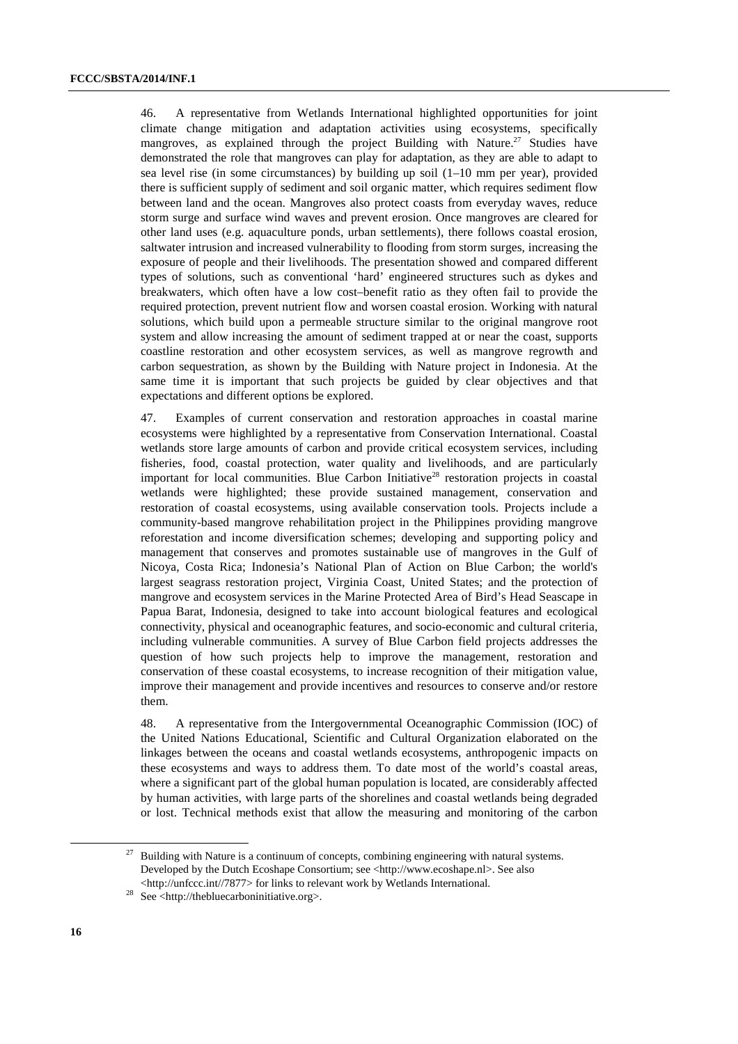46. A representative from Wetlands International highlighted opportunities for joint climate change mitigation and adaptation activities using ecosystems, specifically mangroves, as explained through the project Building with Nature.[27] Studies have demonstrated the role that mangroves can play for adaptation, as they are able to adapt to sea level rise (in some circumstances) by building up soil (1–10 mm per year), provided there is sufficient supply of sediment and soil organic matter, which requires sediment flow between land and the ocean. Mangroves also protect coasts from everyday waves, reduce storm surge and surface wind waves and prevent erosion. Once mangroves are cleared for other land uses (e.g. aquaculture ponds, urban settlements), there follows coastal erosion, saltwater intrusion and increased vulnerability to flooding from storm surges, increasing the exposure of people and their livelihoods. The presentation showed and compared different types of solutions, such as conventional 'hard' engineered structures such as dykes and breakwaters, which often have a low cost–benefit ratio as they often fail to provide the required protection, prevent nutrient flow and worsen coastal erosion. Working with natural solutions, which build upon a permeable structure similar to the original mangrove root system and allow increasing the amount of sediment trapped at or near the coast, supports coastline restoration and other ecosystem services, as well as mangrove regrowth and carbon sequestration, as shown by the Building with Nature project in Indonesia. At the same time it is important that such projects be guided by clear objectives and that expectations and different options be explored.

47. Examples of current conservation and restoration approaches in coastal marine ecosystems were highlighted by a representative from Conservation International. Coastal wetlands store large amounts of carbon and provide critical ecosystem services, including fisheries, food, coastal protection, water quality and livelihoods, and are particularly important for local communities. Blue Carbon Initiative[28] restoration projects in coastal wetlands were highlighted; these provide sustained management, conservation and restoration of coastal ecosystems, using available conservation tools. Projects include a community-based mangrove rehabilitation project in the Philippines providing mangrove reforestation and income diversification schemes; developing and supporting policy and management that conserves and promotes sustainable use of mangroves in the Gulf of Nicoya, Costa Rica; Indonesia's National Plan of Action on Blue Carbon; the world's largest seagrass restoration project, Virginia Coast, United States; and the protection of mangrove and ecosystem services in the Marine Protected Area of Bird's Head Seascape in Papua Barat, Indonesia, designed to take into account biological features and ecological connectivity, physical and oceanographic features, and socio-economic and cultural criteria, including vulnerable communities. A survey of Blue Carbon field projects addresses the question of how such projects help to improve the management, restoration and conservation of these coastal ecosystems, to increase recognition of their mitigation value, improve their management and provide incentives and resources to conserve and/or restore them.

48. A representative from the Intergovernmental Oceanographic Commission (IOC) of the United Nations Educational, Scientific and Cultural Organization elaborated on the linkages between the oceans and coastal wetlands ecosystems, anthropogenic impacts on these ecosystems and ways to address them. To date most of the world's coastal areas, where a significant part of the global human population is located, are considerably affected by human activities, with large parts of the shorelines and coastal wetlands being degraded or lost. Technical methods exist that allow the measuring and monitoring of the carbon

---

[27] Building with Nature is a continuum of concepts, combining engineering with natural systems. Developed by the Dutch Ecoshape Consortium; see <http://www.ecoshape.nl>. See also <http://unfccc.int//7877> for links to relevant work by Wetlands International.

[28] See <http://thebluecarboninitiative.org>.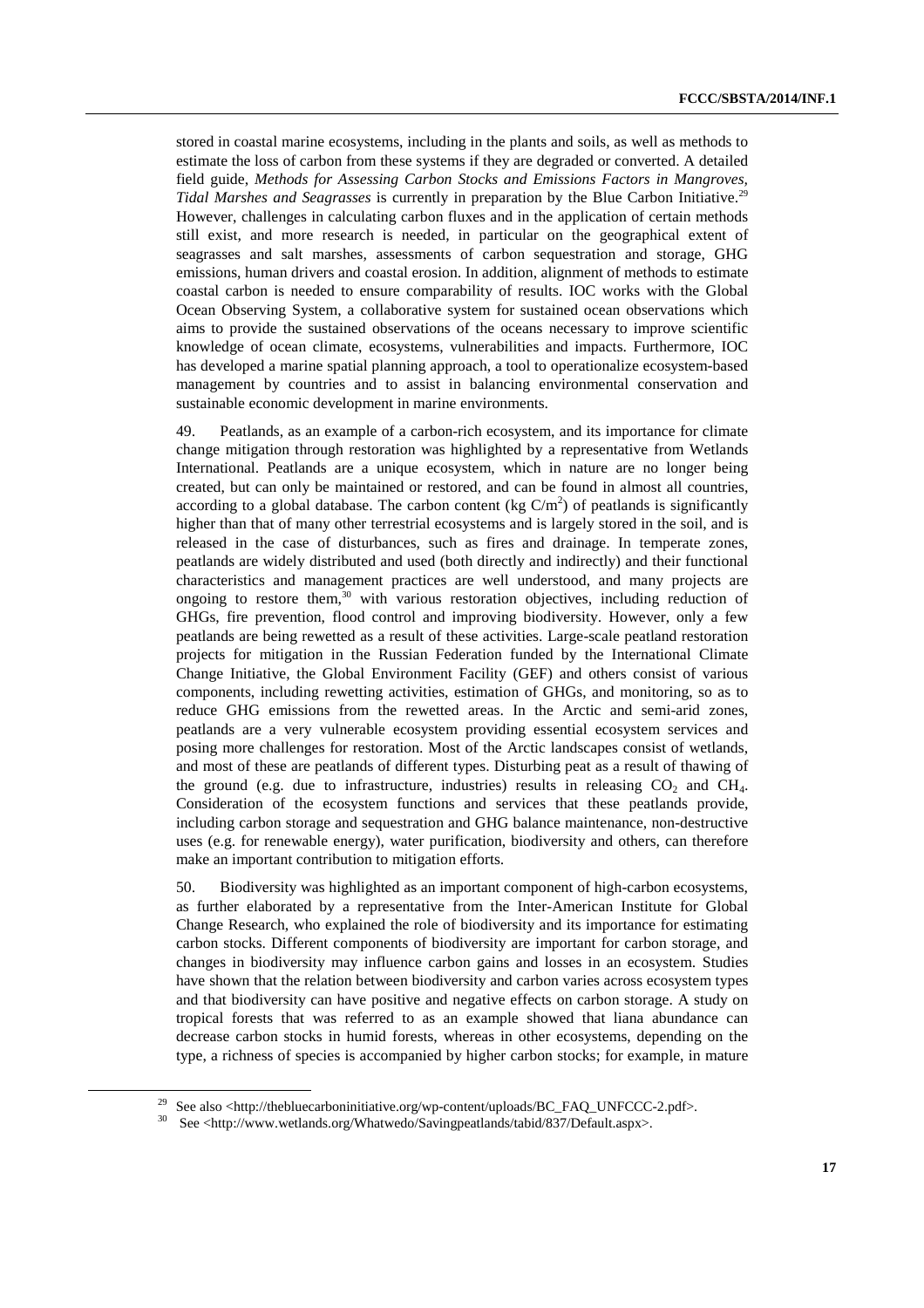stored in coastal marine ecosystems, including in the plants and soils, as well as methods to estimate the loss of carbon from these systems if they are degraded or converted. A detailed field guide, *Methods for Assessing Carbon Stocks and Emissions Factors in Mangroves, Tidal Marshes and Seagrasses* is currently in preparation by the Blue Carbon Initiative.[29] However, challenges in calculating carbon fluxes and in the application of certain methods still exist, and more research is needed, in particular on the geographical extent of seagrasses and salt marshes, assessments of carbon sequestration and storage, GHG emissions, human drivers and coastal erosion. In addition, alignment of methods to estimate coastal carbon is needed to ensure comparability of results. IOC works with the Global Ocean Observing System, a collaborative system for sustained ocean observations which aims to provide the sustained observations of the oceans necessary to improve scientific knowledge of ocean climate, ecosystems, vulnerabilities and impacts. Furthermore, IOC has developed a marine spatial planning approach, a tool to operationalize ecosystem-based management by countries and to assist in balancing environmental conservation and sustainable economic development in marine environments.

49. Peatlands, as an example of a carbon-rich ecosystem, and its importance for climate change mitigation through restoration was highlighted by a representative from Wetlands International. Peatlands are a unique ecosystem, which in nature are no longer being created, but can only be maintained or restored, and can be found in almost all countries, according to a global database. The carbon content (kg $C/m^2$) of peatlands is significantly higher than that of many other terrestrial ecosystems and is largely stored in the soil, and is released in the case of disturbances, such as fires and drainage. In temperate zones, peatlands are widely distributed and used (both directly and indirectly) and their functional characteristics and management practices are well understood, and many projects are ongoing to restore them,[30] with various restoration objectives, including reduction of GHGs, fire prevention, flood control and improving biodiversity. However, only a few peatlands are being rewetted as a result of these activities. Large-scale peatland restoration projects for mitigation in the Russian Federation funded by the International Climate Change Initiative, the Global Environment Facility (GEF) and others consist of various components, including rewetting activities, estimation of GHGs, and monitoring, so as to reduce GHG emissions from the rewetted areas. In the Arctic and semi-arid zones, peatlands are a very vulnerable ecosystem providing essential ecosystem services and posing more challenges for restoration. Most of the Arctic landscapes consist of wetlands, and most of these are peatlands of different types. Disturbing peat as a result of thawing of the ground (e.g. due to infrastructure, industries) results in releasing $CO_2$ and $CH_4$. Consideration of the ecosystem functions and services that these peatlands provide, including carbon storage and sequestration and GHG balance maintenance, non-destructive uses (e.g. for renewable energy), water purification, biodiversity and others, can therefore make an important contribution to mitigation efforts.

50. Biodiversity was highlighted as an important component of high-carbon ecosystems, as further elaborated by a representative from the Inter-American Institute for Global Change Research, who explained the role of biodiversity and its importance for estimating carbon stocks. Different components of biodiversity are important for carbon storage, and changes in biodiversity may influence carbon gains and losses in an ecosystem. Studies have shown that the relation between biodiversity and carbon varies across ecosystem types and that biodiversity can have positive and negative effects on carbon storage. A study on tropical forests that was referred to as an example showed that liana abundance can decrease carbon stocks in humid forests, whereas in other ecosystems, depending on the type, a richness of species is accompanied by higher carbon stocks; for example, in mature

[29] See also <http://thebluecarboninitiative.org/wp-content/uploads/BC_FAQ_UNFCCC-2.pdf>.

[30] See <http://www.wetlands.org/Whatwedo/Savingpeatlands/tabid/837/Default.aspx>.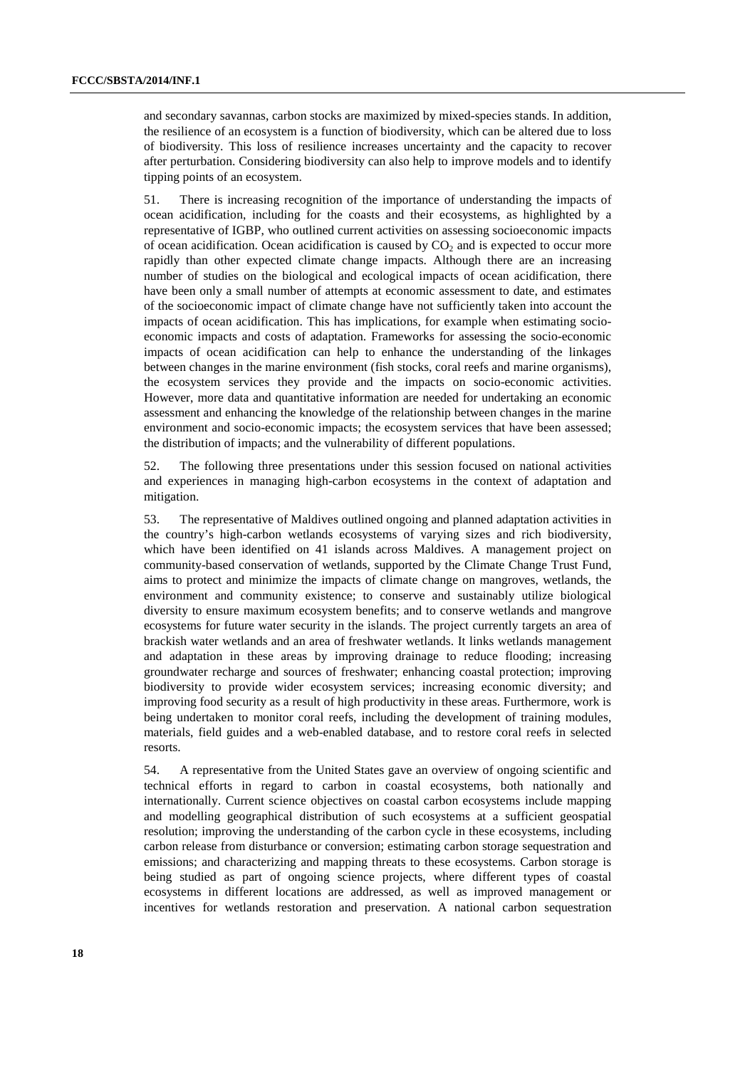and secondary savannas, carbon stocks are maximized by mixed-species stands. In addition, the resilience of an ecosystem is a function of biodiversity, which can be altered due to loss of biodiversity. This loss of resilience increases uncertainty and the capacity to recover after perturbation. Considering biodiversity can also help to improve models and to identify tipping points of an ecosystem.

51. There is increasing recognition of the importance of understanding the impacts of ocean acidification, including for the coasts and their ecosystems, as highlighted by a representative of IGBP, who outlined current activities on assessing socioeconomic impacts of ocean acidification. Ocean acidification is caused by $CO_2$ and is expected to occur more rapidly than other expected climate change impacts. Although there are an increasing number of studies on the biological and ecological impacts of ocean acidification, there have been only a small number of attempts at economic assessment to date, and estimates of the socioeconomic impact of climate change have not sufficiently taken into account the impacts of ocean acidification. This has implications, for example when estimating socio-economic impacts and costs of adaptation. Frameworks for assessing the socio-economic impacts of ocean acidification can help to enhance the understanding of the linkages between changes in the marine environment (fish stocks, coral reefs and marine organisms), the ecosystem services they provide and the impacts on socio-economic activities. However, more data and quantitative information are needed for undertaking an economic assessment and enhancing the knowledge of the relationship between changes in the marine environment and socio-economic impacts; the ecosystem services that have been assessed; the distribution of impacts; and the vulnerability of different populations.

52. The following three presentations under this session focused on national activities and experiences in managing high-carbon ecosystems in the context of adaptation and mitigation.

53. The representative of Maldives outlined ongoing and planned adaptation activities in the country's high-carbon wetlands ecosystems of varying sizes and rich biodiversity, which have been identified on 41 islands across Maldives. A management project on community-based conservation of wetlands, supported by the Climate Change Trust Fund, aims to protect and minimize the impacts of climate change on mangroves, wetlands, the environment and community existence; to conserve and sustainably utilize biological diversity to ensure maximum ecosystem benefits; and to conserve wetlands and mangrove ecosystems for future water security in the islands. The project currently targets an area of brackish water wetlands and an area of freshwater wetlands. It links wetlands management and adaptation in these areas by improving drainage to reduce flooding; increasing groundwater recharge and sources of freshwater; enhancing coastal protection; improving biodiversity to provide wider ecosystem services; increasing economic diversity; and improving food security as a result of high productivity in these areas. Furthermore, work is being undertaken to monitor coral reefs, including the development of training modules, materials, field guides and a web-enabled database, and to restore coral reefs in selected resorts.

54. A representative from the United States gave an overview of ongoing scientific and technical efforts in regard to carbon in coastal ecosystems, both nationally and internationally. Current science objectives on coastal carbon ecosystems include mapping and modelling geographical distribution of such ecosystems at a sufficient geospatial resolution; improving the understanding of the carbon cycle in these ecosystems, including carbon release from disturbance or conversion; estimating carbon storage sequestration and emissions; and characterizing and mapping threats to these ecosystems. Carbon storage is being studied as part of ongoing science projects, where different types of coastal ecosystems in different locations are addressed, as well as improved management or incentives for wetlands restoration and preservation. A national carbon sequestration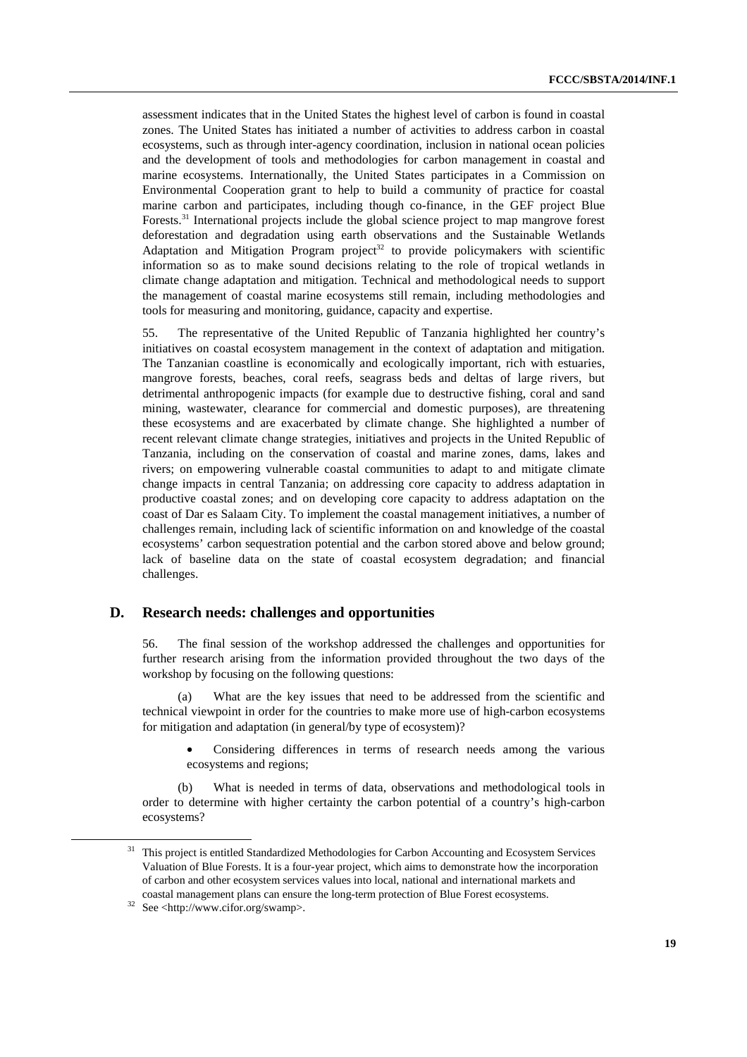assessment indicates that in the United States the highest level of carbon is found in coastal zones. The United States has initiated a number of activities to address carbon in coastal ecosystems, such as through inter-agency coordination, inclusion in national ocean policies and the development of tools and methodologies for carbon management in coastal and marine ecosystems. Internationally, the United States participates in a Commission on Environmental Cooperation grant to help to build a community of practice for coastal marine carbon and participates, including though co-finance, in the GEF project Blue Forests.[31] International projects include the global science project to map mangrove forest deforestation and degradation using earth observations and the Sustainable Wetlands Adaptation and Mitigation Program project[32] to provide policymakers with scientific information so as to make sound decisions relating to the role of tropical wetlands in climate change adaptation and mitigation. Technical and methodological needs to support the management of coastal marine ecosystems still remain, including methodologies and tools for measuring and monitoring, guidance, capacity and expertise.

55. The representative of the United Republic of Tanzania highlighted her country's initiatives on coastal ecosystem management in the context of adaptation and mitigation. The Tanzanian coastline is economically and ecologically important, rich with estuaries, mangrove forests, beaches, coral reefs, seagrass beds and deltas of large rivers, but detrimental anthropogenic impacts (for example due to destructive fishing, coral and sand mining, wastewater, clearance for commercial and domestic purposes), are threatening these ecosystems and are exacerbated by climate change. She highlighted a number of recent relevant climate change strategies, initiatives and projects in the United Republic of Tanzania, including on the conservation of coastal and marine zones, dams, lakes and rivers; on empowering vulnerable coastal communities to adapt to and mitigate climate change impacts in central Tanzania; on addressing core capacity to address adaptation in productive coastal zones; and on developing core capacity to address adaptation on the coast of Dar es Salaam City. To implement the coastal management initiatives, a number of challenges remain, including lack of scientific information on and knowledge of the coastal ecosystems' carbon sequestration potential and the carbon stored above and below ground; lack of baseline data on the state of coastal ecosystem degradation; and financial challenges.

## D. Research needs: challenges and opportunities

56. The final session of the workshop addressed the challenges and opportunities for further research arising from the information provided throughout the two days of the workshop by focusing on the following questions:

(a) What are the key issues that need to be addressed from the scientific and technical viewpoint in order for the countries to make more use of high-carbon ecosystems for mitigation and adaptation (in general/by type of ecosystem)?

- Considering differences in terms of research needs among the various ecosystems and regions;

(b) What is needed in terms of data, observations and methodological tools in order to determine with higher certainty the carbon potential of a country's high-carbon ecosystems?

[31] This project is entitled Standardized Methodologies for Carbon Accounting and Ecosystem Services Valuation of Blue Forests. It is a four-year project, which aims to demonstrate how the incorporation of carbon and other ecosystem services values into local, national and international markets and coastal management plans can ensure the long-term protection of Blue Forest ecosystems.

[32] See <http://www.cifor.org/swamp>.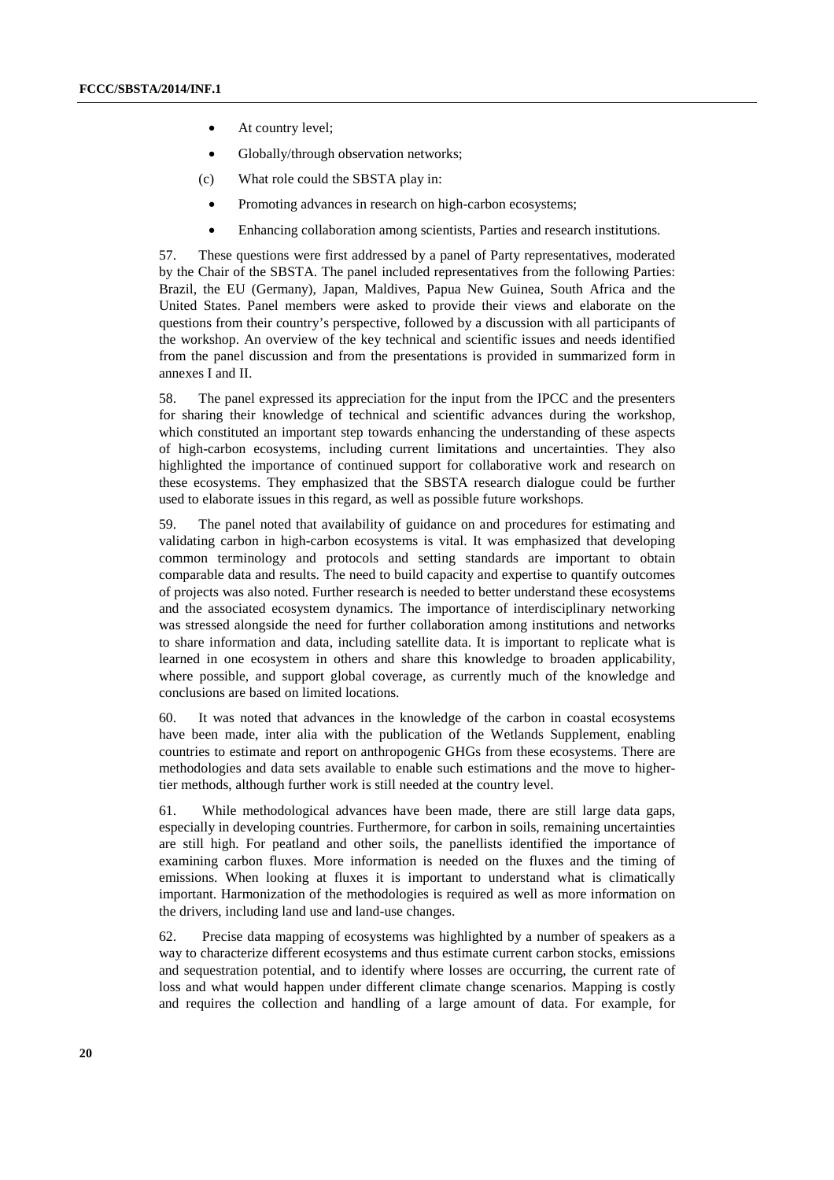- At country level;
- Globally/through observation networks;

(c) What role could the SBSTA play in:

- Promoting advances in research on high-carbon ecosystems;
- Enhancing collaboration among scientists, Parties and research institutions.

57. These questions were first addressed by a panel of Party representatives, moderated by the Chair of the SBSTA. The panel included representatives from the following Parties: Brazil, the EU (Germany), Japan, Maldives, Papua New Guinea, South Africa and the United States. Panel members were asked to provide their views and elaborate on the questions from their country's perspective, followed by a discussion with all participants of the workshop. An overview of the key technical and scientific issues and needs identified from the panel discussion and from the presentations is provided in summarized form in annexes I and II.

58. The panel expressed its appreciation for the input from the IPCC and the presenters for sharing their knowledge of technical and scientific advances during the workshop, which constituted an important step towards enhancing the understanding of these aspects of high-carbon ecosystems, including current limitations and uncertainties. They also highlighted the importance of continued support for collaborative work and research on these ecosystems. They emphasized that the SBSTA research dialogue could be further used to elaborate issues in this regard, as well as possible future workshops.

59. The panel noted that availability of guidance on and procedures for estimating and validating carbon in high-carbon ecosystems is vital. It was emphasized that developing common terminology and protocols and setting standards are important to obtain comparable data and results. The need to build capacity and expertise to quantify outcomes of projects was also noted. Further research is needed to better understand these ecosystems and the associated ecosystem dynamics. The importance of interdisciplinary networking was stressed alongside the need for further collaboration among institutions and networks to share information and data, including satellite data. It is important to replicate what is learned in one ecosystem in others and share this knowledge to broaden applicability, where possible, and support global coverage, as currently much of the knowledge and conclusions are based on limited locations.

60. It was noted that advances in the knowledge of the carbon in coastal ecosystems have been made, inter alia with the publication of the Wetlands Supplement, enabling countries to estimate and report on anthropogenic GHGs from these ecosystems. There are methodologies and data sets available to enable such estimations and the move to higher-tier methods, although further work is still needed at the country level.

61. While methodological advances have been made, there are still large data gaps, especially in developing countries. Furthermore, for carbon in soils, remaining uncertainties are still high. For peatland and other soils, the panellists identified the importance of examining carbon fluxes. More information is needed on the fluxes and the timing of emissions. When looking at fluxes it is important to understand what is climatically important. Harmonization of the methodologies is required as well as more information on the drivers, including land use and land-use changes.

62. Precise data mapping of ecosystems was highlighted by a number of speakers as a way to characterize different ecosystems and thus estimate current carbon stocks, emissions and sequestration potential, and to identify where losses are occurring, the current rate of loss and what would happen under different climate change scenarios. Mapping is costly and requires the collection and handling of a large amount of data. For example, for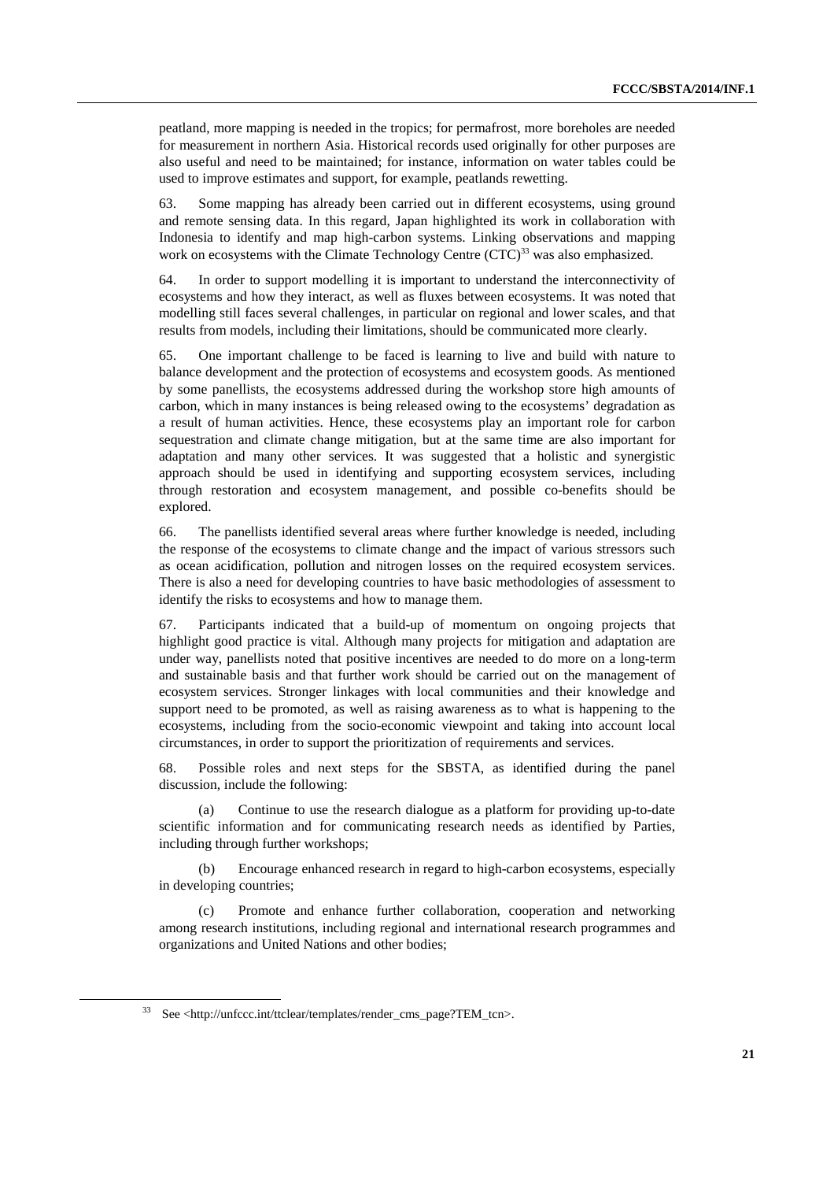peatland, more mapping is needed in the tropics; for permafrost, more boreholes are needed for measurement in northern Asia. Historical records used originally for other purposes are also useful and need to be maintained; for instance, information on water tables could be used to improve estimates and support, for example, peatlands rewetting.

63. Some mapping has already been carried out in different ecosystems, using ground and remote sensing data. In this regard, Japan highlighted its work in collaboration with Indonesia to identify and map high-carbon systems. Linking observations and mapping work on ecosystems with the Climate Technology Centre (CTC)[33] was also emphasized.

64. In order to support modelling it is important to understand the interconnectivity of ecosystems and how they interact, as well as fluxes between ecosystems. It was noted that modelling still faces several challenges, in particular on regional and lower scales, and that results from models, including their limitations, should be communicated more clearly.

65. One important challenge to be faced is learning to live and build with nature to balance development and the protection of ecosystems and ecosystem goods. As mentioned by some panellists, the ecosystems addressed during the workshop store high amounts of carbon, which in many instances is being released owing to the ecosystems' degradation as a result of human activities. Hence, these ecosystems play an important role for carbon sequestration and climate change mitigation, but at the same time are also important for adaptation and many other services. It was suggested that a holistic and synergistic approach should be used in identifying and supporting ecosystem services, including through restoration and ecosystem management, and possible co-benefits should be explored.

66. The panellists identified several areas where further knowledge is needed, including the response of the ecosystems to climate change and the impact of various stressors such as ocean acidification, pollution and nitrogen losses on the required ecosystem services. There is also a need for developing countries to have basic methodologies of assessment to identify the risks to ecosystems and how to manage them.

67. Participants indicated that a build-up of momentum on ongoing projects that highlight good practice is vital. Although many projects for mitigation and adaptation are under way, panellists noted that positive incentives are needed to do more on a long-term and sustainable basis and that further work should be carried out on the management of ecosystem services. Stronger linkages with local communities and their knowledge and support need to be promoted, as well as raising awareness as to what is happening to the ecosystems, including from the socio-economic viewpoint and taking into account local circumstances, in order to support the prioritization of requirements and services.

68. Possible roles and next steps for the SBSTA, as identified during the panel discussion, include the following:

(a) Continue to use the research dialogue as a platform for providing up-to-date scientific information and for communicating research needs as identified by Parties, including through further workshops;

(b) Encourage enhanced research in regard to high-carbon ecosystems, especially in developing countries;

(c) Promote and enhance further collaboration, cooperation and networking among research institutions, including regional and international research programmes and organizations and United Nations and other bodies;

[33] See <http://unfccc.int/ttclear/templates/render_cms_page?TEM_tcn>.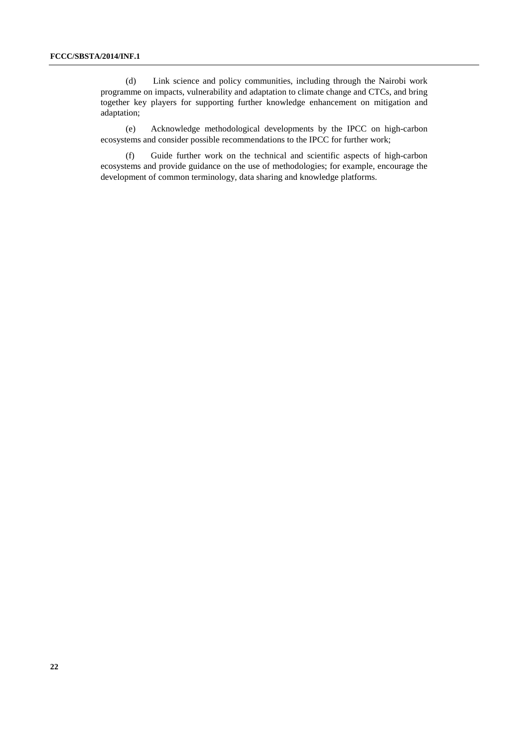(d) Link science and policy communities, including through the Nairobi work programme on impacts, vulnerability and adaptation to climate change and CTCs, and bring together key players for supporting further knowledge enhancement on mitigation and adaptation;

(e) Acknowledge methodological developments by the IPCC on high-carbon ecosystems and consider possible recommendations to the IPCC for further work;

(f) Guide further work on the technical and scientific aspects of high-carbon ecosystems and provide guidance on the use of methodologies; for example, encourage the development of common terminology, data sharing and knowledge platforms.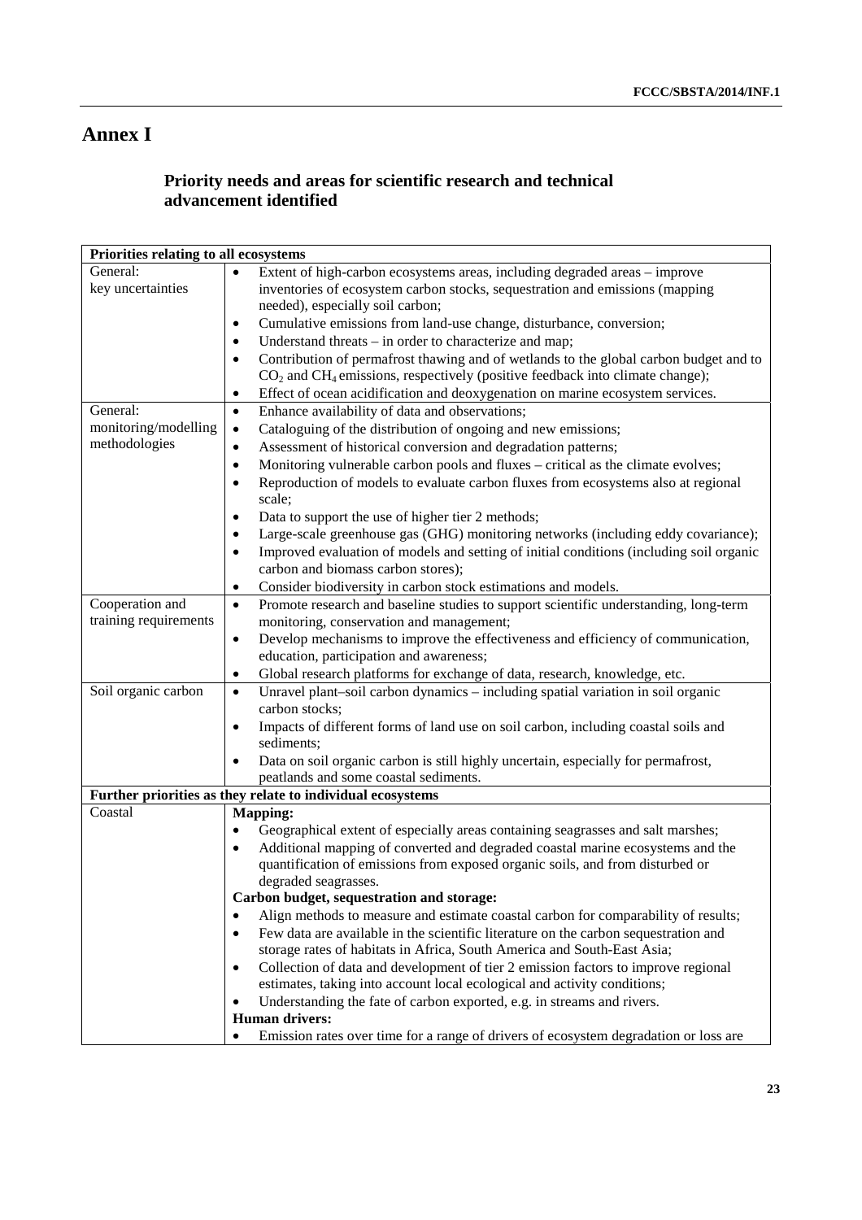# Annex I

## Priority needs and areas for scientific research and technical advancement identified

| Priorities relating to all ecosystems | |
|---|---|
| General: key uncertainties | • Extent of high-carbon ecosystems areas, including degraded areas – improve inventories of ecosystem carbon stocks, sequestration and emissions (mapping needed), especially soil carbon;<br>• Cumulative emissions from land-use change, disturbance, conversion;<br>• Understand threats – in order to characterize and map;<br>• Contribution of permafrost thawing and of wetlands to the global carbon budget and to $CO_2$ and $CH_4$ emissions, respectively (positive feedback into climate change);<br>• Effect of ocean acidification and deoxygenation on marine ecosystem services. |
| General: monitoring/modelling methodologies | • Enhance availability of data and observations;<br>• Cataloguing of the distribution of ongoing and new emissions;<br>• Assessment of historical conversion and degradation patterns;<br>• Monitoring vulnerable carbon pools and fluxes – critical as the climate evolves;<br>• Reproduction of models to evaluate carbon fluxes from ecosystems also at regional scale;<br>• Data to support the use of higher tier 2 methods;<br>• Large-scale greenhouse gas (GHG) monitoring networks (including eddy covariance);<br>• Improved evaluation of models and setting of initial conditions (including soil organic carbon and biomass carbon stores);<br>• Consider biodiversity in carbon stock estimations and models. |
| Cooperation and training requirements | • Promote research and baseline studies to support scientific understanding, long-term monitoring, conservation and management;<br>• Develop mechanisms to improve the effectiveness and efficiency of communication, education, participation and awareness;<br>• Global research platforms for exchange of data, research, knowledge, etc. |
| Soil organic carbon | • Unravel plant–soil carbon dynamics – including spatial variation in soil organic carbon stocks;<br>• Impacts of different forms of land use on soil carbon, including coastal soils and sediments;<br>• Data on soil organic carbon is still highly uncertain, especially for permafrost, peatlands and some coastal sediments. |
| **Further priorities as they relate to individual ecosystems** | |
| Coastal | **Mapping:**<br>• Geographical extent of especially areas containing seagrasses and salt marshes;<br>• Additional mapping of converted and degraded coastal marine ecosystems and the quantification of emissions from exposed organic soils, and from disturbed or degraded seagrasses.<br>**Carbon budget, sequestration and storage:**<br>• Align methods to measure and estimate coastal carbon for comparability of results;<br>• Few data are available in the scientific literature on the carbon sequestration and storage rates of habitats in Africa, South America and South-East Asia;<br>• Collection of data and development of tier 2 emission factors to improve regional estimates, taking into account local ecological and activity conditions;<br>• Understanding the fate of carbon exported, e.g. in streams and rivers.<br>**Human drivers:**<br>• Emission rates over time for a range of drivers of ecosystem degradation or loss are |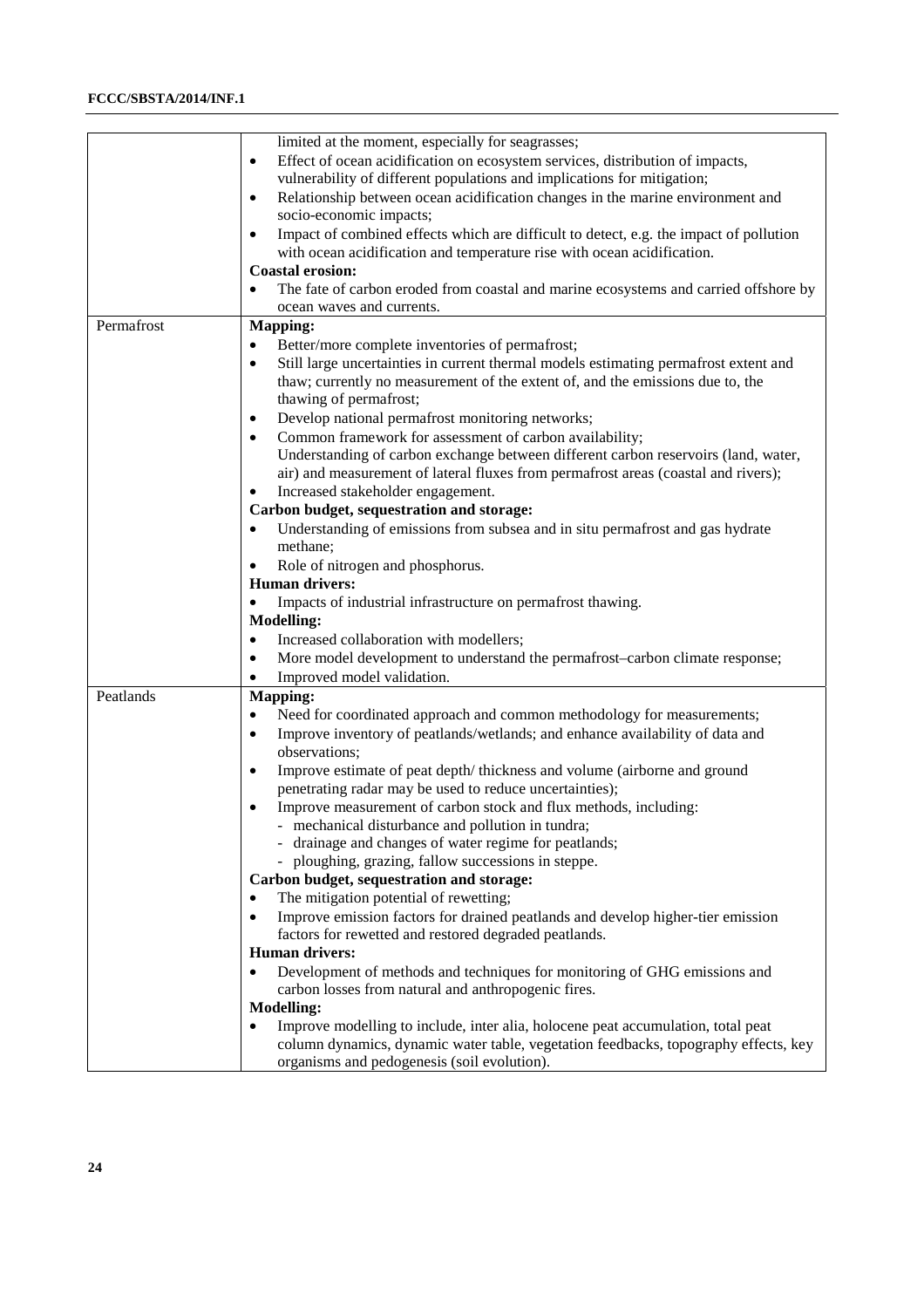| | |
|---|---|
| | limited at the moment, especially for seagrasses;<br>• Effect of ocean acidification on ecosystem services, distribution of impacts, vulnerability of different populations and implications for mitigation;<br>• Relationship between ocean acidification changes in the marine environment and socio-economic impacts;<br>• Impact of combined effects which are difficult to detect, e.g. the impact of pollution with ocean acidification and temperature rise with ocean acidification.<br>**Coastal erosion:**<br>• The fate of carbon eroded from coastal and marine ecosystems and carried offshore by ocean waves and currents. |
| Permafrost | **Mapping:**<br>• Better/more complete inventories of permafrost;<br>• Still large uncertainties in current thermal models estimating permafrost extent and thaw; currently no measurement of the extent of, and the emissions due to, the thawing of permafrost;<br>• Develop national permafrost monitoring networks;<br>• Common framework for assessment of carbon availability;<br>Understanding of carbon exchange between different carbon reservoirs (land, water, air) and measurement of lateral fluxes from permafrost areas (coastal and rivers);<br>• Increased stakeholder engagement.<br>**Carbon budget, sequestration and storage:**<br>• Understanding of emissions from subsea and in situ permafrost and gas hydrate methane;<br>• Role of nitrogen and phosphorus.<br>**Human drivers:**<br>• Impacts of industrial infrastructure on permafrost thawing.<br>**Modelling:**<br>• Increased collaboration with modellers;<br>• More model development to understand the permafrost–carbon climate response;<br>• Improved model validation. |
| Peatlands | **Mapping:**<br>• Need for coordinated approach and common methodology for measurements;<br>• Improve inventory of peatlands/wetlands; and enhance availability of data and observations;<br>• Improve estimate of peat depth/ thickness and volume (airborne and ground penetrating radar may be used to reduce uncertainties);<br>• Improve measurement of carbon stock and flux methods, including:<br>- mechanical disturbance and pollution in tundra;<br>- drainage and changes of water regime for peatlands;<br>- ploughing, grazing, fallow successions in steppe.<br>**Carbon budget, sequestration and storage:**<br>• The mitigation potential of rewetting;<br>• Improve emission factors for drained peatlands and develop higher-tier emission factors for rewetted and restored degraded peatlands.<br>**Human drivers:**<br>• Development of methods and techniques for monitoring of GHG emissions and carbon losses from natural and anthropogenic fires.<br>**Modelling:**<br>• Improve modelling to include, inter alia, holocene peat accumulation, total peat column dynamics, dynamic water table, vegetation feedbacks, topography effects, key organisms and pedogenesis (soil evolution). |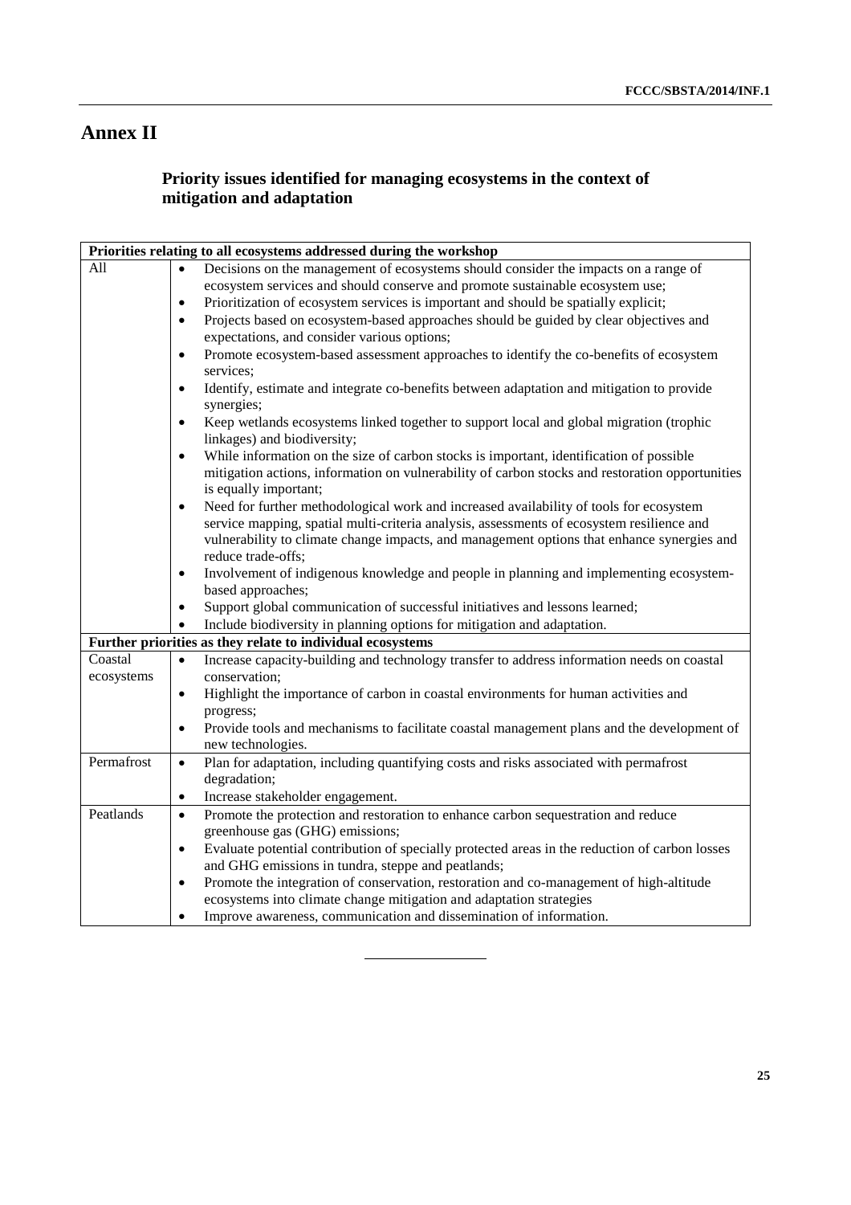# Annex II

## Priority issues identified for managing ecosystems in the context of mitigation and adaptation

| Priorities relating to all ecosystems addressed during the workshop | |
|---|---|
| All | • Decisions on the management of ecosystems should consider the impacts on a range of ecosystem services and should conserve and promote sustainable ecosystem use;<br>• Prioritization of ecosystem services is important and should be spatially explicit;<br>• Projects based on ecosystem-based approaches should be guided by clear objectives and expectations, and consider various options;<br>• Promote ecosystem-based assessment approaches to identify the co-benefits of ecosystem services;<br>• Identify, estimate and integrate co-benefits between adaptation and mitigation to provide synergies;<br>• Keep wetlands ecosystems linked together to support local and global migration (trophic linkages) and biodiversity;<br>• While information on the size of carbon stocks is important, identification of possible mitigation actions, information on vulnerability of carbon stocks and restoration opportunities is equally important;<br>• Need for further methodological work and increased availability of tools for ecosystem service mapping, spatial multi-criteria analysis, assessments of ecosystem resilience and vulnerability to climate change impacts, and management options that enhance synergies and reduce trade-offs;<br>• Involvement of indigenous knowledge and people in planning and implementing ecosystem-based approaches;<br>• Support global communication of successful initiatives and lessons learned;<br>• Include biodiversity in planning options for mitigation and adaptation. |
| **Further priorities as they relate to individual ecosystems** | |
| Coastal ecosystems | • Increase capacity-building and technology transfer to address information needs on coastal conservation;<br>• Highlight the importance of carbon in coastal environments for human activities and progress;<br>• Provide tools and mechanisms to facilitate coastal management plans and the development of new technologies. |
| Permafrost | • Plan for adaptation, including quantifying costs and risks associated with permafrost degradation;<br>• Increase stakeholder engagement. |
| Peatlands | • Promote the protection and restoration to enhance carbon sequestration and reduce greenhouse gas (GHG) emissions;<br>• Evaluate potential contribution of specially protected areas in the reduction of carbon losses and GHG emissions in tundra, steppe and peatlands;<br>• Promote the integration of conservation, restoration and co-management of high-altitude ecosystems into climate change mitigation and adaptation strategies<br>• Improve awareness, communication and dissemination of information. |